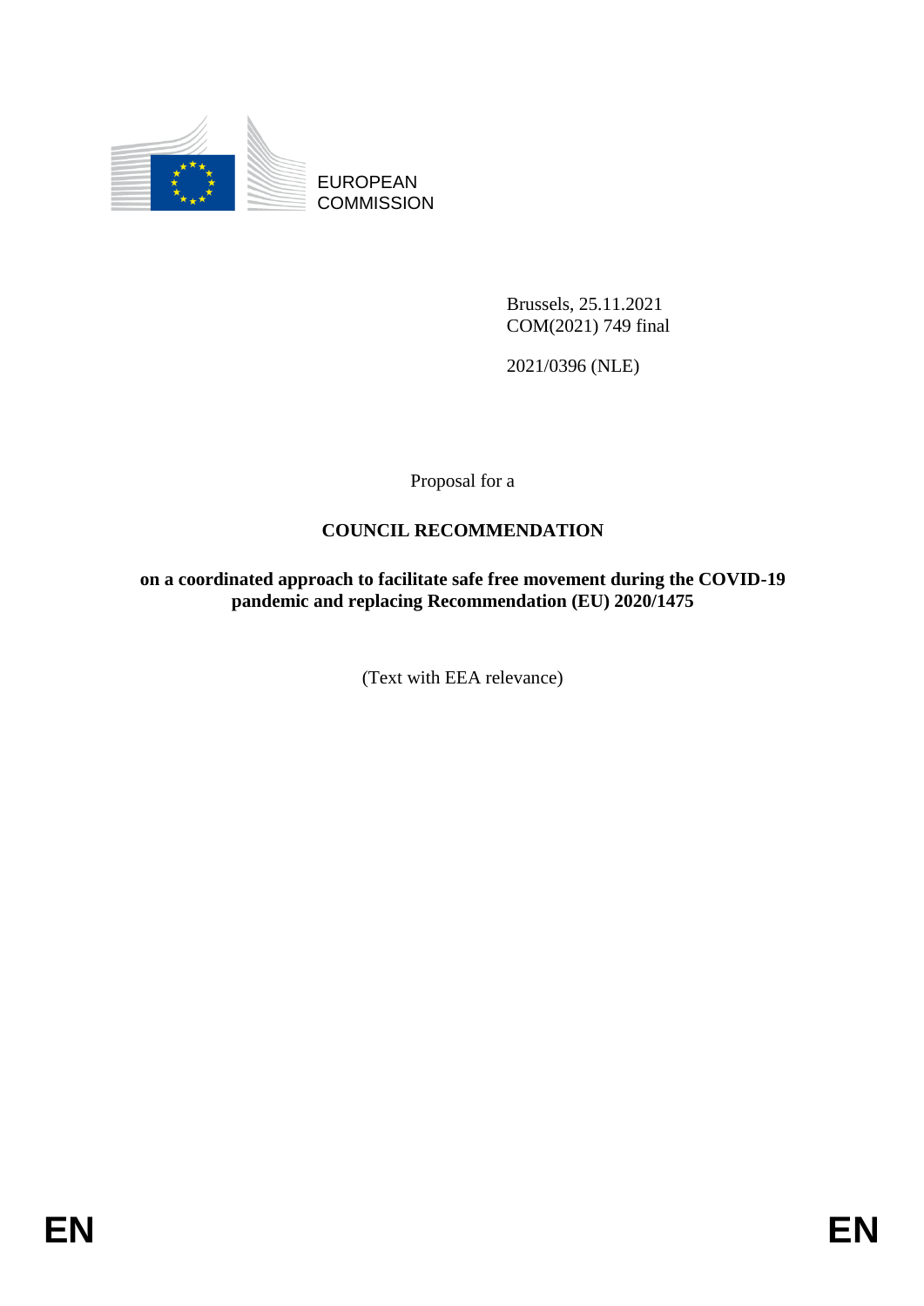EUROPEAN COMMISSION

Brussels, 25.11.2021
COM(2021) 749 final

2021/0396 (NLE)

Proposal for a

# COUNCIL RECOMMENDATION

**on a coordinated approach to facilitate safe free movement during the COVID-19 pandemic and replacing Recommendation (EU) 2020/1475**

(Text with EEA relevance)

EN EN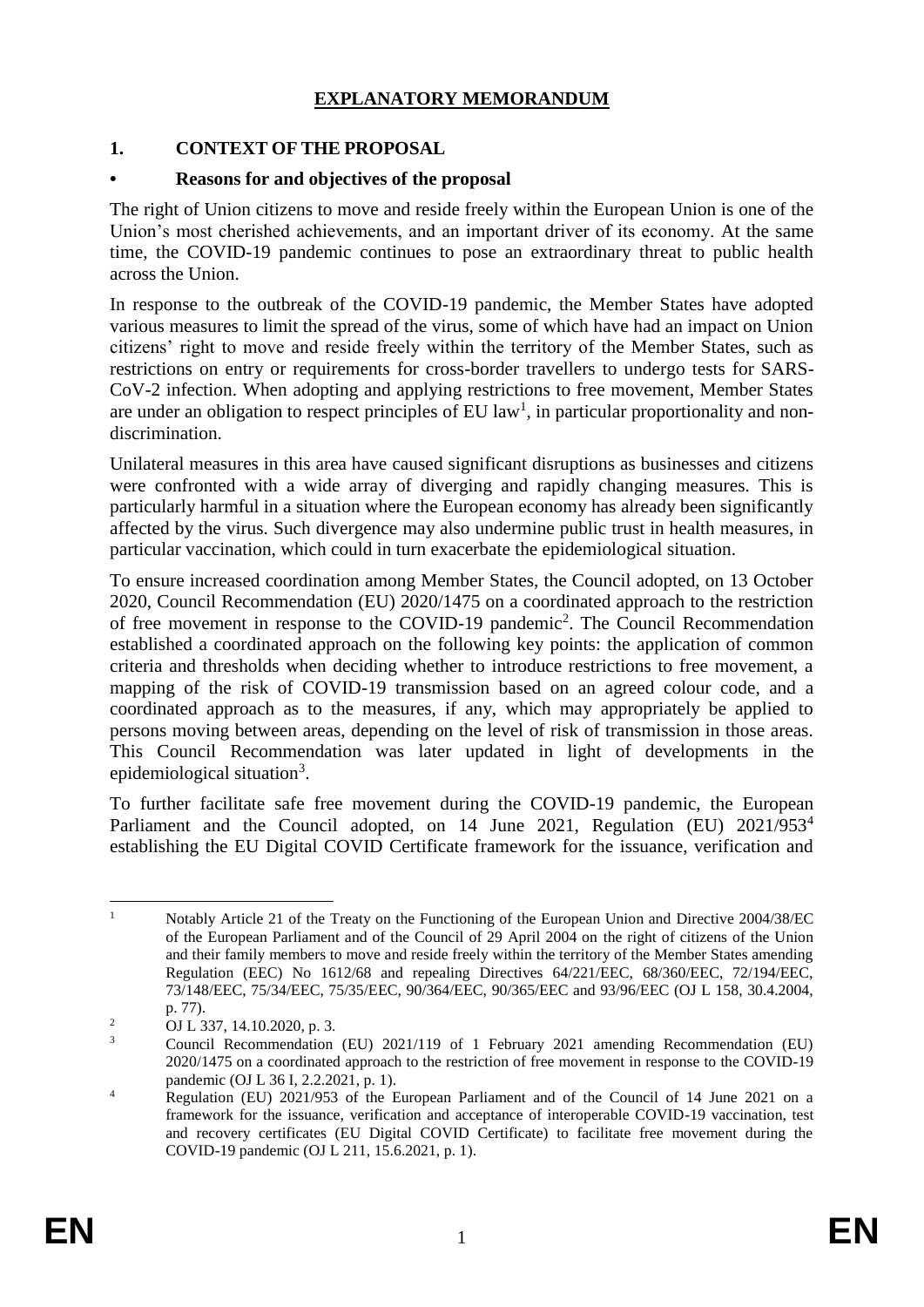# EXPLANATORY MEMORANDUM

## 1. CONTEXT OF THE PROPOSAL

### • Reasons for and objectives of the proposal

The right of Union citizens to move and reside freely within the European Union is one of the Union's most cherished achievements, and an important driver of its economy. At the same time, the COVID-19 pandemic continues to pose an extraordinary threat to public health across the Union.

In response to the outbreak of the COVID-19 pandemic, the Member States have adopted various measures to limit the spread of the virus, some of which have had an impact on Union citizens' right to move and reside freely within the territory of the Member States, such as restrictions on entry or requirements for cross-border travellers to undergo tests for SARS-CoV-2 infection. When adopting and applying restrictions to free movement, Member States are under an obligation to respect principles of EU law[1], in particular proportionality and non-discrimination.

Unilateral measures in this area have caused significant disruptions as businesses and citizens were confronted with a wide array of diverging and rapidly changing measures. This is particularly harmful in a situation where the European economy has already been significantly affected by the virus. Such divergence may also undermine public trust in health measures, in particular vaccination, which could in turn exacerbate the epidemiological situation.

To ensure increased coordination among Member States, the Council adopted, on 13 October 2020, Council Recommendation (EU) 2020/1475 on a coordinated approach to the restriction of free movement in response to the COVID-19 pandemic[2]. The Council Recommendation established a coordinated approach on the following key points: the application of common criteria and thresholds when deciding whether to introduce restrictions to free movement, a mapping of the risk of COVID-19 transmission based on an agreed colour code, and a coordinated approach as to the measures, if any, which may appropriately be applied to persons moving between areas, depending on the level of risk of transmission in those areas. This Council Recommendation was later updated in light of developments in the epidemiological situation[3].

To further facilitate safe free movement during the COVID-19 pandemic, the European Parliament and the Council adopted, on 14 June 2021, Regulation (EU) 2021/953[4] establishing the EU Digital COVID Certificate framework for the issuance, verification and

---

[1] Notably Article 21 of the Treaty on the Functioning of the European Union and Directive 2004/38/EC of the European Parliament and of the Council of 29 April 2004 on the right of citizens of the Union and their family members to move and reside freely within the territory of the Member States amending Regulation (EEC) No 1612/68 and repealing Directives 64/221/EEC, 68/360/EEC, 72/194/EEC, 73/148/EEC, 75/34/EEC, 75/35/EEC, 90/364/EEC, 90/365/EEC and 93/96/EEC (OJ L 158, 30.4.2004, p. 77).

[2] OJ L 337, 14.10.2020, p. 3.

[3] Council Recommendation (EU) 2021/119 of 1 February 2021 amending Recommendation (EU) 2020/1475 on a coordinated approach to the restriction of free movement in response to the COVID-19 pandemic (OJ L 36 I, 2.2.2021, p. 1).

[4] Regulation (EU) 2021/953 of the European Parliament and of the Council of 14 June 2021 on a framework for the issuance, verification and acceptance of interoperable COVID-19 vaccination, test and recovery certificates (EU Digital COVID Certificate) to facilitate free movement during the COVID-19 pandemic (OJ L 211, 15.6.2021, p. 1).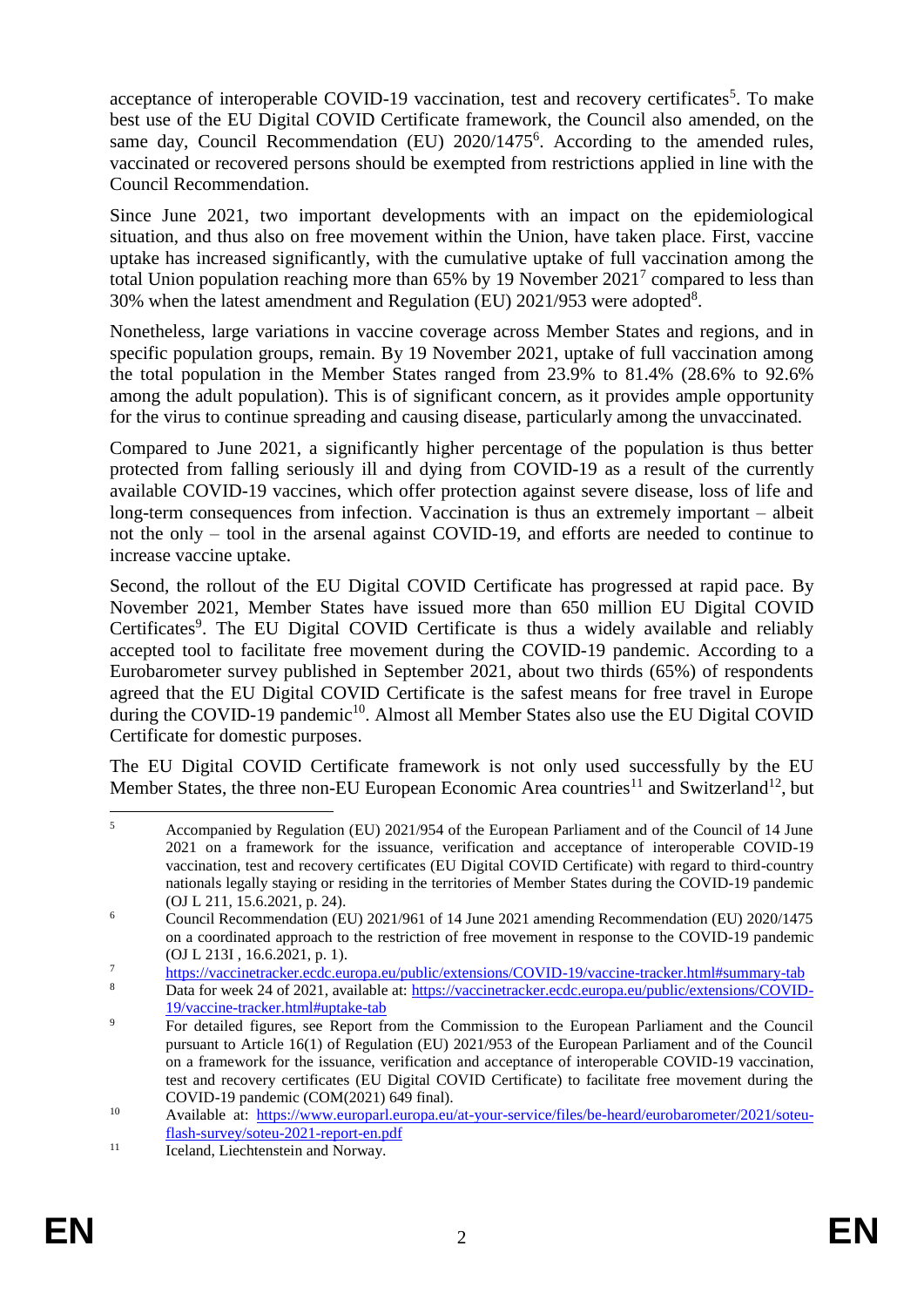acceptance of interoperable COVID-19 vaccination, test and recovery certificates[5]. To make best use of the EU Digital COVID Certificate framework, the Council also amended, on the same day, Council Recommendation (EU) 2020/1475[6]. According to the amended rules, vaccinated or recovered persons should be exempted from restrictions applied in line with the Council Recommendation.

Since June 2021, two important developments with an impact on the epidemiological situation, and thus also on free movement within the Union, have taken place. First, vaccine uptake has increased significantly, with the cumulative uptake of full vaccination among the total Union population reaching more than 65% by 19 November 2021[7] compared to less than 30% when the latest amendment and Regulation (EU) 2021/953 were adopted[8].

Nonetheless, large variations in vaccine coverage across Member States and regions, and in specific population groups, remain. By 19 November 2021, uptake of full vaccination among the total population in the Member States ranged from 23.9% to 81.4% (28.6% to 92.6% among the adult population). This is of significant concern, as it provides ample opportunity for the virus to continue spreading and causing disease, particularly among the unvaccinated.

Compared to June 2021, a significantly higher percentage of the population is thus better protected from falling seriously ill and dying from COVID-19 as a result of the currently available COVID-19 vaccines, which offer protection against severe disease, loss of life and long-term consequences from infection. Vaccination is thus an extremely important – albeit not the only – tool in the arsenal against COVID-19, and efforts are needed to continue to increase vaccine uptake.

Second, the rollout of the EU Digital COVID Certificate has progressed at rapid pace. By November 2021, Member States have issued more than 650 million EU Digital COVID Certificates[9]. The EU Digital COVID Certificate is thus a widely available and reliably accepted tool to facilitate free movement during the COVID-19 pandemic. According to a Eurobarometer survey published in September 2021, about two thirds (65%) of respondents agreed that the EU Digital COVID Certificate is the safest means for free travel in Europe during the COVID-19 pandemic[10]. Almost all Member States also use the EU Digital COVID Certificate for domestic purposes.

The EU Digital COVID Certificate framework is not only used successfully by the EU Member States, the three non-EU European Economic Area countries[11] and Switzerland[12], but

---

[5] Accompanied by Regulation (EU) 2021/954 of the European Parliament and of the Council of 14 June 2021 on a framework for the issuance, verification and acceptance of interoperable COVID-19 vaccination, test and recovery certificates (EU Digital COVID Certificate) with regard to third-country nationals legally staying or residing in the territories of Member States during the COVID-19 pandemic (OJ L 211, 15.6.2021, p. 24).

[6] Council Recommendation (EU) 2021/961 of 14 June 2021 amending Recommendation (EU) 2020/1475 on a coordinated approach to the restriction of free movement in response to the COVID-19 pandemic (OJ L 213I , 16.6.2021, p. 1).

[7] https://vaccinetracker.ecdc.europa.eu/public/extensions/COVID-19/vaccine-tracker.html#summary-tab

[8] Data for week 24 of 2021, available at: https://vaccinetracker.ecdc.europa.eu/public/extensions/COVID-19/vaccine-tracker.html#uptake-tab

[9] For detailed figures, see Report from the Commission to the European Parliament and the Council pursuant to Article 16(1) of Regulation (EU) 2021/953 of the European Parliament and of the Council on a framework for the issuance, verification and acceptance of interoperable COVID-19 vaccination, test and recovery certificates (EU Digital COVID Certificate) to facilitate free movement during the COVID-19 pandemic (COM(2021) 649 final).

[10] Available at: https://www.europarl.europa.eu/at-your-service/files/be-heard/eurobarometer/2021/soteu-flash-survey/soteu-2021-report-en.pdf

[11] Iceland, Liechtenstein and Norway.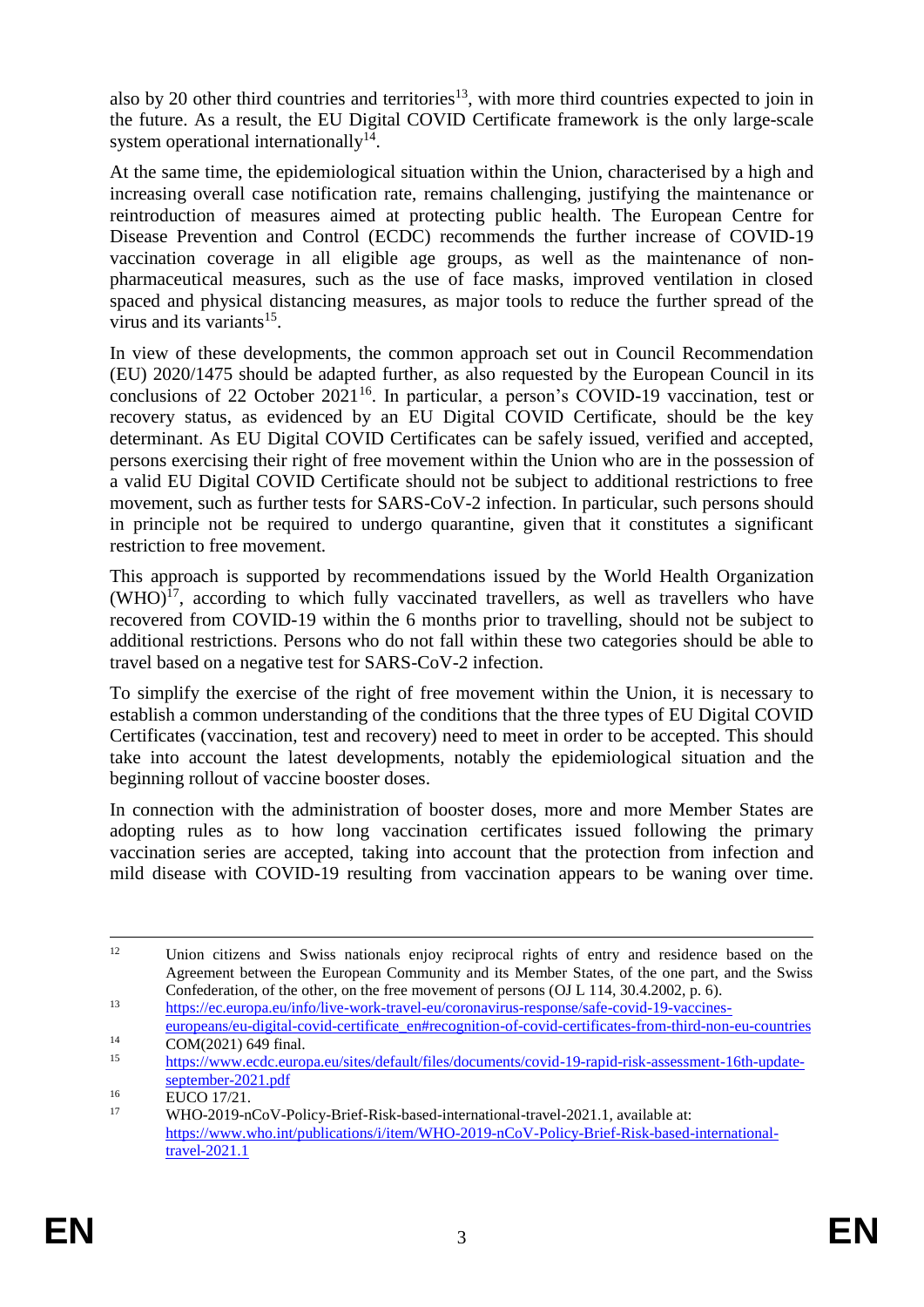also by 20 other third countries and territories[13], with more third countries expected to join in the future. As a result, the EU Digital COVID Certificate framework is the only large-scale system operational internationally[14].

At the same time, the epidemiological situation within the Union, characterised by a high and increasing overall case notification rate, remains challenging, justifying the maintenance or reintroduction of measures aimed at protecting public health. The European Centre for Disease Prevention and Control (ECDC) recommends the further increase of COVID-19 vaccination coverage in all eligible age groups, as well as the maintenance of non-pharmaceutical measures, such as the use of face masks, improved ventilation in closed spaced and physical distancing measures, as major tools to reduce the further spread of the virus and its variants[15].

In view of these developments, the common approach set out in Council Recommendation (EU) 2020/1475 should be adapted further, as also requested by the European Council in its conclusions of 22 October 2021[16]. In particular, a person's COVID-19 vaccination, test or recovery status, as evidenced by an EU Digital COVID Certificate, should be the key determinant. As EU Digital COVID Certificates can be safely issued, verified and accepted, persons exercising their right of free movement within the Union who are in the possession of a valid EU Digital COVID Certificate should not be subject to additional restrictions to free movement, such as further tests for SARS-CoV-2 infection. In particular, such persons should in principle not be required to undergo quarantine, given that it constitutes a significant restriction to free movement.

This approach is supported by recommendations issued by the World Health Organization (WHO)[17], according to which fully vaccinated travellers, as well as travellers who have recovered from COVID-19 within the 6 months prior to travelling, should not be subject to additional restrictions. Persons who do not fall within these two categories should be able to travel based on a negative test for SARS-CoV-2 infection.

To simplify the exercise of the right of free movement within the Union, it is necessary to establish a common understanding of the conditions that the three types of EU Digital COVID Certificates (vaccination, test and recovery) need to meet in order to be accepted. This should take into account the latest developments, notably the epidemiological situation and the beginning rollout of vaccine booster doses.

In connection with the administration of booster doses, more and more Member States are adopting rules as to how long vaccination certificates issued following the primary vaccination series are accepted, taking into account that the protection from infection and mild disease with COVID-19 resulting from vaccination appears to be waning over time.

---

[12] Union citizens and Swiss nationals enjoy reciprocal rights of entry and residence based on the Agreement between the European Community and its Member States, of the one part, and the Swiss Confederation, of the other, on the free movement of persons (OJ L 114, 30.4.2002, p. 6).

[13] https://ec.europa.eu/info/live-work-travel-eu/coronavirus-response/safe-covid-19-vaccines-europeans/eu-digital-covid-certificate_en#recognition-of-covid-certificates-from-third-non-eu-countries

[14] COM(2021) 649 final.

[15] https://www.ecdc.europa.eu/sites/default/files/documents/covid-19-rapid-risk-assessment-16th-update-september-2021.pdf

[16] EUCO 17/21.

[17] WHO-2019-nCoV-Policy-Brief-Risk-based-international-travel-2021.1, available at: https://www.who.int/publications/i/item/WHO-2019-nCoV-Policy-Brief-Risk-based-international-travel-2021.1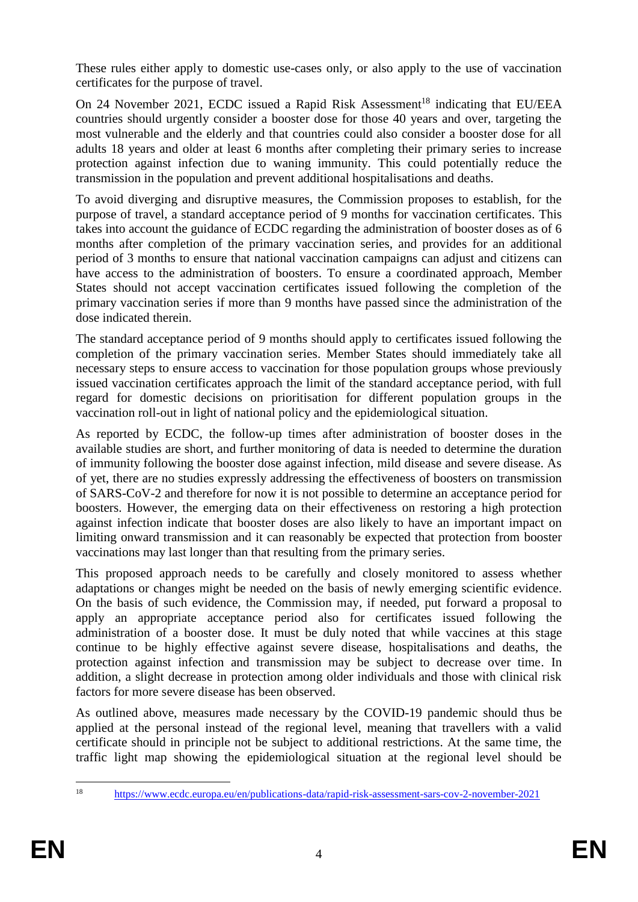These rules either apply to domestic use-cases only, or also apply to the use of vaccination certificates for the purpose of travel.

On 24 November 2021, ECDC issued a Rapid Risk Assessment[18] indicating that EU/EEA countries should urgently consider a booster dose for those 40 years and over, targeting the most vulnerable and the elderly and that countries could also consider a booster dose for all adults 18 years and older at least 6 months after completing their primary series to increase protection against infection due to waning immunity. This could potentially reduce the transmission in the population and prevent additional hospitalisations and deaths.

To avoid diverging and disruptive measures, the Commission proposes to establish, for the purpose of travel, a standard acceptance period of 9 months for vaccination certificates. This takes into account the guidance of ECDC regarding the administration of booster doses as of 6 months after completion of the primary vaccination series, and provides for an additional period of 3 months to ensure that national vaccination campaigns can adjust and citizens can have access to the administration of boosters. To ensure a coordinated approach, Member States should not accept vaccination certificates issued following the completion of the primary vaccination series if more than 9 months have passed since the administration of the dose indicated therein.

The standard acceptance period of 9 months should apply to certificates issued following the completion of the primary vaccination series. Member States should immediately take all necessary steps to ensure access to vaccination for those population groups whose previously issued vaccination certificates approach the limit of the standard acceptance period, with full regard for domestic decisions on prioritisation for different population groups in the vaccination roll-out in light of national policy and the epidemiological situation.

As reported by ECDC, the follow-up times after administration of booster doses in the available studies are short, and further monitoring of data is needed to determine the duration of immunity following the booster dose against infection, mild disease and severe disease. As of yet, there are no studies expressly addressing the effectiveness of boosters on transmission of SARS-CoV-2 and therefore for now it is not possible to determine an acceptance period for boosters. However, the emerging data on their effectiveness on restoring a high protection against infection indicate that booster doses are also likely to have an important impact on limiting onward transmission and it can reasonably be expected that protection from booster vaccinations may last longer than that resulting from the primary series.

This proposed approach needs to be carefully and closely monitored to assess whether adaptations or changes might be needed on the basis of newly emerging scientific evidence. On the basis of such evidence, the Commission may, if needed, put forward a proposal to apply an appropriate acceptance period also for certificates issued following the administration of a booster dose. It must be duly noted that while vaccines at this stage continue to be highly effective against severe disease, hospitalisations and deaths, the protection against infection and transmission may be subject to decrease over time. In addition, a slight decrease in protection among older individuals and those with clinical risk factors for more severe disease has been observed.

As outlined above, measures made necessary by the COVID-19 pandemic should thus be applied at the personal instead of the regional level, meaning that travellers with a valid certificate should in principle not be subject to additional restrictions. At the same time, the traffic light map showing the epidemiological situation at the regional level should be

[18] https://www.ecdc.europa.eu/en/publications-data/rapid-risk-assessment-sars-cov-2-november-2021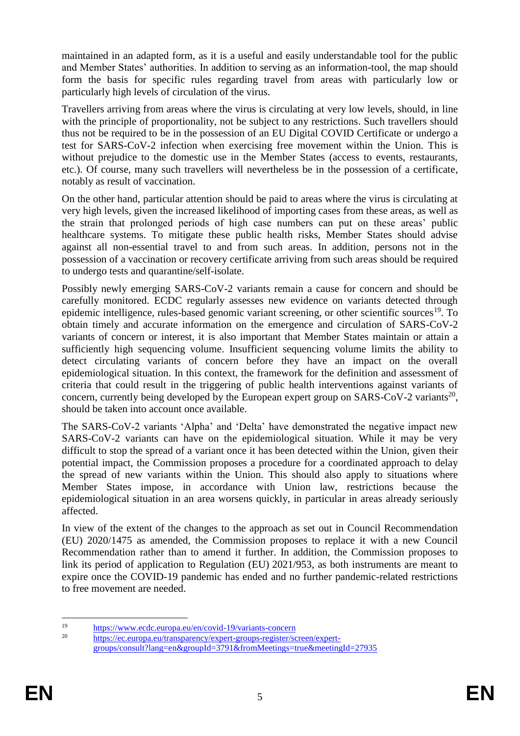maintained in an adapted form, as it is a useful and easily understandable tool for the public and Member States' authorities. In addition to serving as an information-tool, the map should form the basis for specific rules regarding travel from areas with particularly low or particularly high levels of circulation of the virus.

Travellers arriving from areas where the virus is circulating at very low levels, should, in line with the principle of proportionality, not be subject to any restrictions. Such travellers should thus not be required to be in the possession of an EU Digital COVID Certificate or undergo a test for SARS-CoV-2 infection when exercising free movement within the Union. This is without prejudice to the domestic use in the Member States (access to events, restaurants, etc.). Of course, many such travellers will nevertheless be in the possession of a certificate, notably as result of vaccination.

On the other hand, particular attention should be paid to areas where the virus is circulating at very high levels, given the increased likelihood of importing cases from these areas, as well as the strain that prolonged periods of high case numbers can put on these areas' public healthcare systems. To mitigate these public health risks, Member States should advise against all non-essential travel to and from such areas. In addition, persons not in the possession of a vaccination or recovery certificate arriving from such areas should be required to undergo tests and quarantine/self-isolate.

Possibly newly emerging SARS-CoV-2 variants remain a cause for concern and should be carefully monitored. ECDC regularly assesses new evidence on variants detected through epidemic intelligence, rules-based genomic variant screening, or other scientific sources[19]. To obtain timely and accurate information on the emergence and circulation of SARS-CoV-2 variants of concern or interest, it is also important that Member States maintain or attain a sufficiently high sequencing volume. Insufficient sequencing volume limits the ability to detect circulating variants of concern before they have an impact on the overall epidemiological situation. In this context, the framework for the definition and assessment of criteria that could result in the triggering of public health interventions against variants of concern, currently being developed by the European expert group on SARS-CoV-2 variants[20], should be taken into account once available.

The SARS-CoV-2 variants 'Alpha' and 'Delta' have demonstrated the negative impact new SARS-CoV-2 variants can have on the epidemiological situation. While it may be very difficult to stop the spread of a variant once it has been detected within the Union, given their potential impact, the Commission proposes a procedure for a coordinated approach to delay the spread of new variants within the Union. This should also apply to situations where Member States impose, in accordance with Union law, restrictions because the epidemiological situation in an area worsens quickly, in particular in areas already seriously affected.

In view of the extent of the changes to the approach as set out in Council Recommendation (EU) 2020/1475 as amended, the Commission proposes to replace it with a new Council Recommendation rather than to amend it further. In addition, the Commission proposes to link its period of application to Regulation (EU) 2021/953, as both instruments are meant to expire once the COVID-19 pandemic has ended and no further pandemic-related restrictions to free movement are needed.

---

[19] https://www.ecdc.europa.eu/en/covid-19/variants-concern

[20] https://ec.europa.eu/transparency/expert-groups-register/screen/expert-groups/consult?lang=en&groupId=3791&fromMeetings=true&meetingId=27935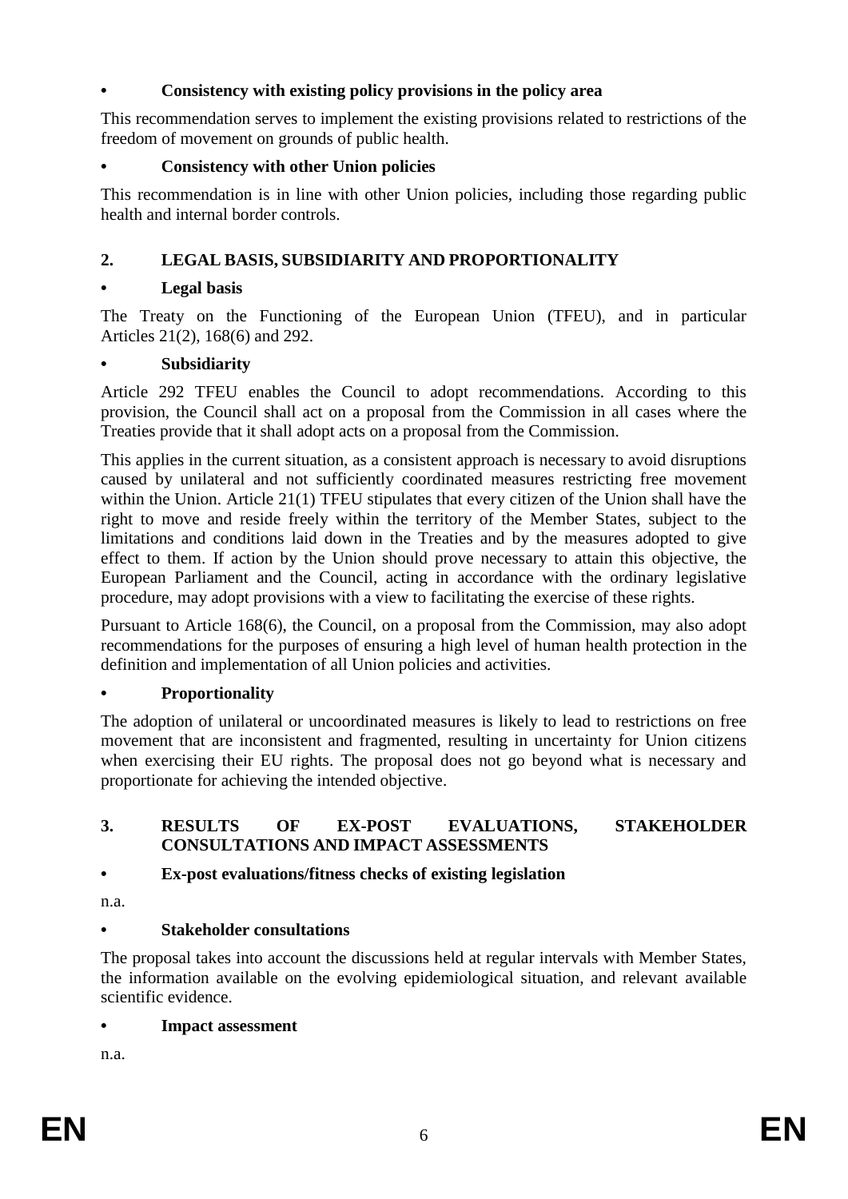- **Consistency with existing policy provisions in the policy area**

This recommendation serves to implement the existing provisions related to restrictions of the freedom of movement on grounds of public health.

- **Consistency with other Union policies**

This recommendation is in line with other Union policies, including those regarding public health and internal border controls.

## 2. LEGAL BASIS, SUBSIDIARITY AND PROPORTIONALITY

- **Legal basis**

The Treaty on the Functioning of the European Union (TFEU), and in particular Articles 21(2), 168(6) and 292.

- **Subsidiarity**

Article 292 TFEU enables the Council to adopt recommendations. According to this provision, the Council shall act on a proposal from the Commission in all cases where the Treaties provide that it shall adopt acts on a proposal from the Commission.

This applies in the current situation, as a consistent approach is necessary to avoid disruptions caused by unilateral and not sufficiently coordinated measures restricting free movement within the Union. Article 21(1) TFEU stipulates that every citizen of the Union shall have the right to move and reside freely within the territory of the Member States, subject to the limitations and conditions laid down in the Treaties and by the measures adopted to give effect to them. If action by the Union should prove necessary to attain this objective, the European Parliament and the Council, acting in accordance with the ordinary legislative procedure, may adopt provisions with a view to facilitating the exercise of these rights.

Pursuant to Article 168(6), the Council, on a proposal from the Commission, may also adopt recommendations for the purposes of ensuring a high level of human health protection in the definition and implementation of all Union policies and activities.

- **Proportionality**

The adoption of unilateral or uncoordinated measures is likely to lead to restrictions on free movement that are inconsistent and fragmented, resulting in uncertainty for Union citizens when exercising their EU rights. The proposal does not go beyond what is necessary and proportionate for achieving the intended objective.

## 3. RESULTS OF EX-POST EVALUATIONS, STAKEHOLDER CONSULTATIONS AND IMPACT ASSESSMENTS

- **Ex-post evaluations/fitness checks of existing legislation**

n.a.

- **Stakeholder consultations**

The proposal takes into account the discussions held at regular intervals with Member States, the information available on the evolving epidemiological situation, and relevant available scientific evidence.

- **Impact assessment**

n.a.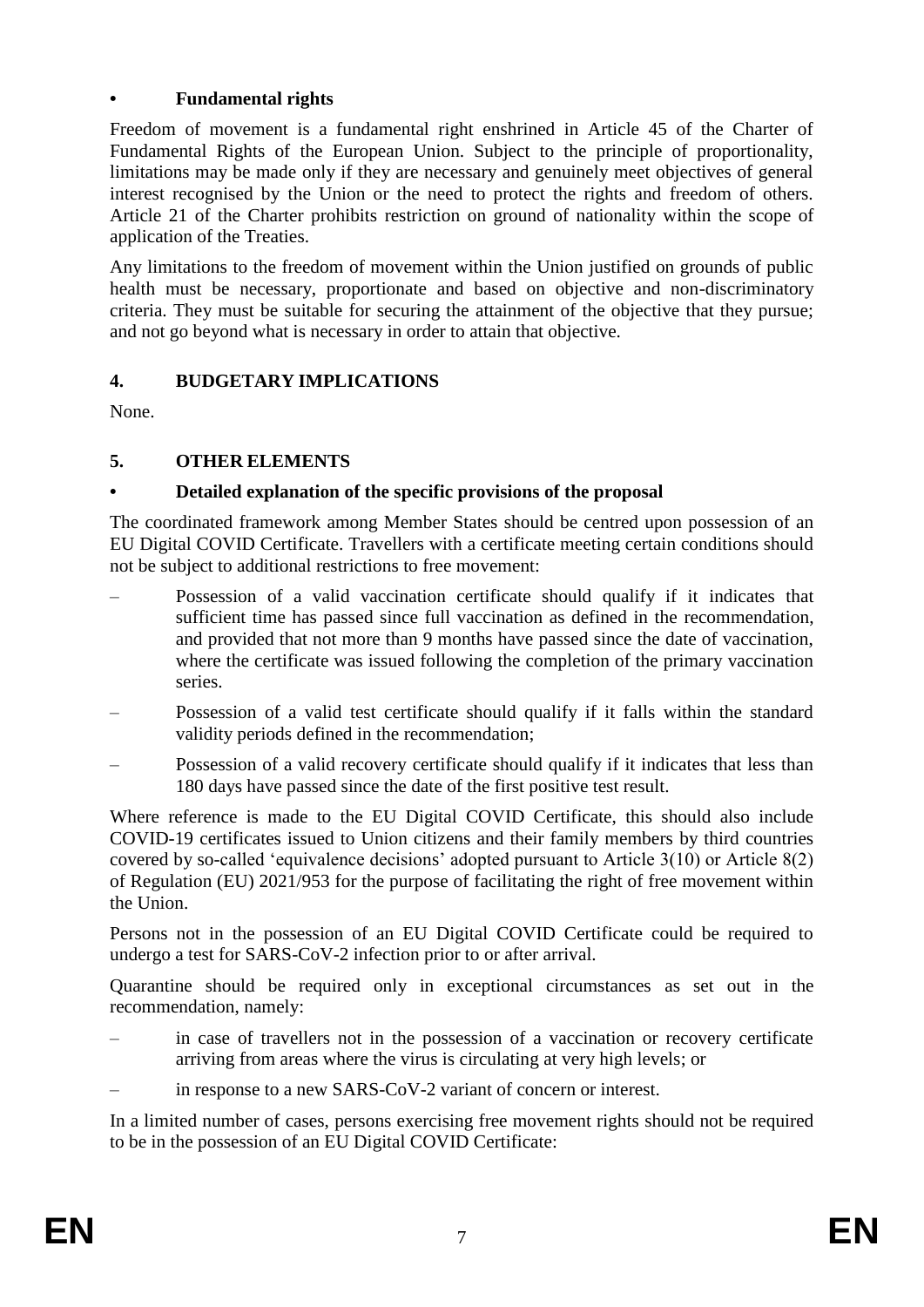- **Fundamental rights**

Freedom of movement is a fundamental right enshrined in Article 45 of the Charter of Fundamental Rights of the European Union. Subject to the principle of proportionality, limitations may be made only if they are necessary and genuinely meet objectives of general interest recognised by the Union or the need to protect the rights and freedom of others. Article 21 of the Charter prohibits restriction on ground of nationality within the scope of application of the Treaties.

Any limitations to the freedom of movement within the Union justified on grounds of public health must be necessary, proportionate and based on objective and non-discriminatory criteria. They must be suitable for securing the attainment of the objective that they pursue; and not go beyond what is necessary in order to attain that objective.

## 4. BUDGETARY IMPLICATIONS

None.

## 5. OTHER ELEMENTS

- **Detailed explanation of the specific provisions of the proposal**

The coordinated framework among Member States should be centred upon possession of an EU Digital COVID Certificate. Travellers with a certificate meeting certain conditions should not be subject to additional restrictions to free movement:

– Possession of a valid vaccination certificate should qualify if it indicates that sufficient time has passed since full vaccination as defined in the recommendation, and provided that not more than 9 months have passed since the date of vaccination, where the certificate was issued following the completion of the primary vaccination series.

– Possession of a valid test certificate should qualify if it falls within the standard validity periods defined in the recommendation;

– Possession of a valid recovery certificate should qualify if it indicates that less than 180 days have passed since the date of the first positive test result.

Where reference is made to the EU Digital COVID Certificate, this should also include COVID-19 certificates issued to Union citizens and their family members by third countries covered by so-called 'equivalence decisions' adopted pursuant to Article 3(10) or Article 8(2) of Regulation (EU) 2021/953 for the purpose of facilitating the right of free movement within the Union.

Persons not in the possession of an EU Digital COVID Certificate could be required to undergo a test for SARS-CoV-2 infection prior to or after arrival.

Quarantine should be required only in exceptional circumstances as set out in the recommendation, namely:

– in case of travellers not in the possession of a vaccination or recovery certificate arriving from areas where the virus is circulating at very high levels; or

– in response to a new SARS-CoV-2 variant of concern or interest.

In a limited number of cases, persons exercising free movement rights should not be required to be in the possession of an EU Digital COVID Certificate: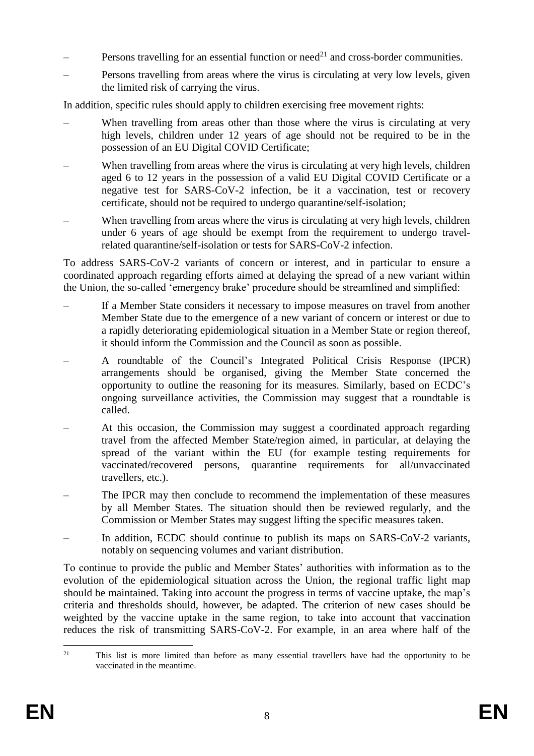- Persons travelling for an essential function or need[21] and cross-border communities.
- Persons travelling from areas where the virus is circulating at very low levels, given the limited risk of carrying the virus.

In addition, specific rules should apply to children exercising free movement rights:

- When travelling from areas other than those where the virus is circulating at very high levels, children under 12 years of age should not be required to be in the possession of an EU Digital COVID Certificate;
- When travelling from areas where the virus is circulating at very high levels, children aged 6 to 12 years in the possession of a valid EU Digital COVID Certificate or a negative test for SARS-CoV-2 infection, be it a vaccination, test or recovery certificate, should not be required to undergo quarantine/self-isolation;
- When travelling from areas where the virus is circulating at very high levels, children under 6 years of age should be exempt from the requirement to undergo travel-related quarantine/self-isolation or tests for SARS-CoV-2 infection.

To address SARS-CoV-2 variants of concern or interest, and in particular to ensure a coordinated approach regarding efforts aimed at delaying the spread of a new variant within the Union, the so-called 'emergency brake' procedure should be streamlined and simplified:

- If a Member State considers it necessary to impose measures on travel from another Member State due to the emergence of a new variant of concern or interest or due to a rapidly deteriorating epidemiological situation in a Member State or region thereof, it should inform the Commission and the Council as soon as possible.
- A roundtable of the Council's Integrated Political Crisis Response (IPCR) arrangements should be organised, giving the Member State concerned the opportunity to outline the reasoning for its measures. Similarly, based on ECDC's ongoing surveillance activities, the Commission may suggest that a roundtable is called.
- At this occasion, the Commission may suggest a coordinated approach regarding travel from the affected Member State/region aimed, in particular, at delaying the spread of the variant within the EU (for example testing requirements for vaccinated/recovered persons, quarantine requirements for all/unvaccinated travellers, etc.).
- The IPCR may then conclude to recommend the implementation of these measures by all Member States. The situation should then be reviewed regularly, and the Commission or Member States may suggest lifting the specific measures taken.
- In addition, ECDC should continue to publish its maps on SARS-CoV-2 variants, notably on sequencing volumes and variant distribution.

To continue to provide the public and Member States' authorities with information as to the evolution of the epidemiological situation across the Union, the regional traffic light map should be maintained. Taking into account the progress in terms of vaccine uptake, the map's criteria and thresholds should, however, be adapted. The criterion of new cases should be weighted by the vaccine uptake in the same region, to take into account that vaccination reduces the risk of transmitting SARS-CoV-2. For example, in an area where half of the

[21] This list is more limited than before as many essential travellers have had the opportunity to be vaccinated in the meantime.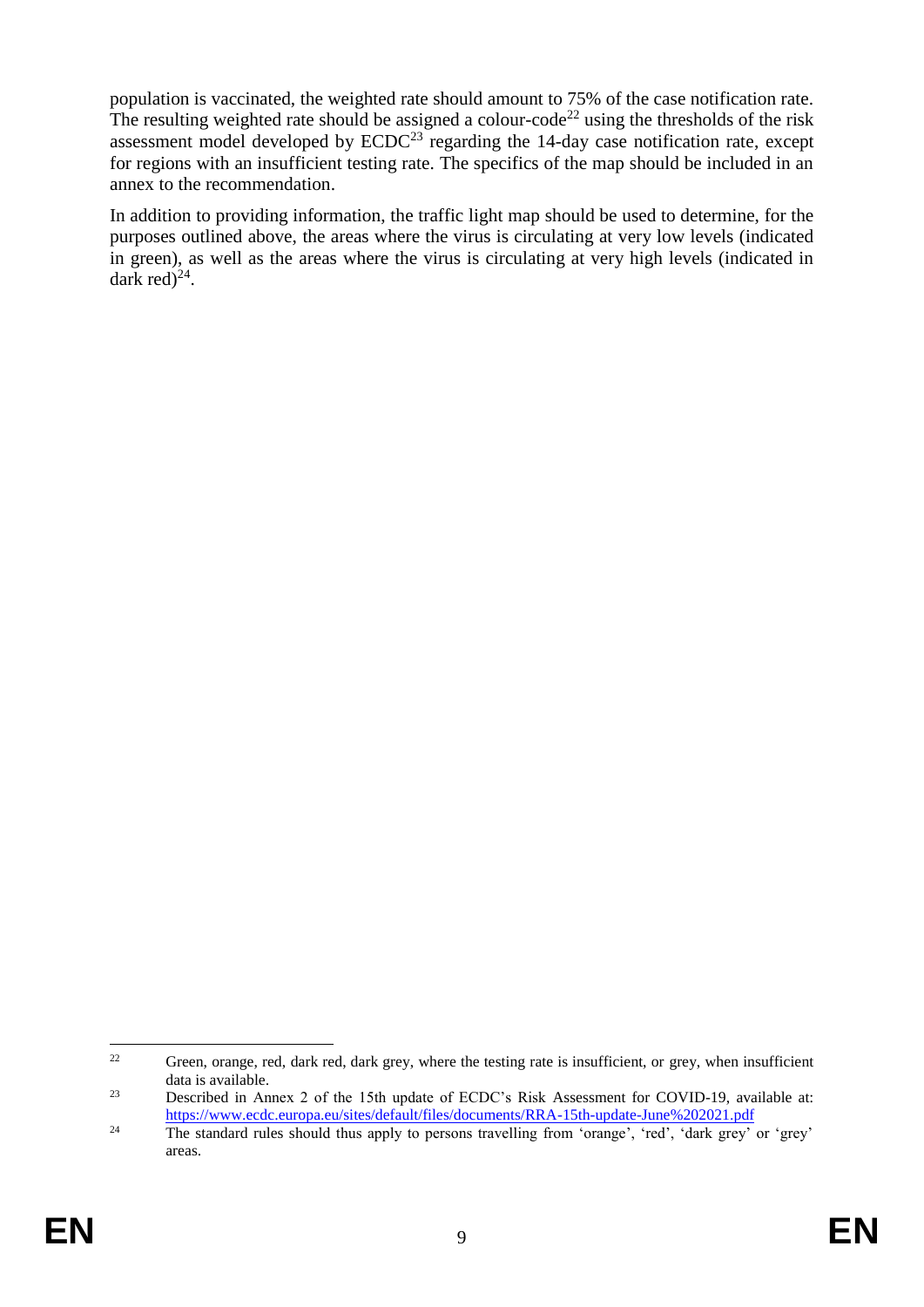population is vaccinated, the weighted rate should amount to 75% of the case notification rate. The resulting weighted rate should be assigned a colour-code[22] using the thresholds of the risk assessment model developed by ECDC[23] regarding the 14-day case notification rate, except for regions with an insufficient testing rate. The specifics of the map should be included in an annex to the recommendation.

In addition to providing information, the traffic light map should be used to determine, for the purposes outlined above, the areas where the virus is circulating at very low levels (indicated in green), as well as the areas where the virus is circulating at very high levels (indicated in dark red)[24].

---

[22] Green, orange, red, dark red, dark grey, where the testing rate is insufficient, or grey, when insufficient data is available.

[23] Described in Annex 2 of the 15th update of ECDC's Risk Assessment for COVID-19, available at: https://www.ecdc.europa.eu/sites/default/files/documents/RRA-15th-update-June%202021.pdf

[24] The standard rules should thus apply to persons travelling from 'orange', 'red', 'dark grey' or 'grey' areas.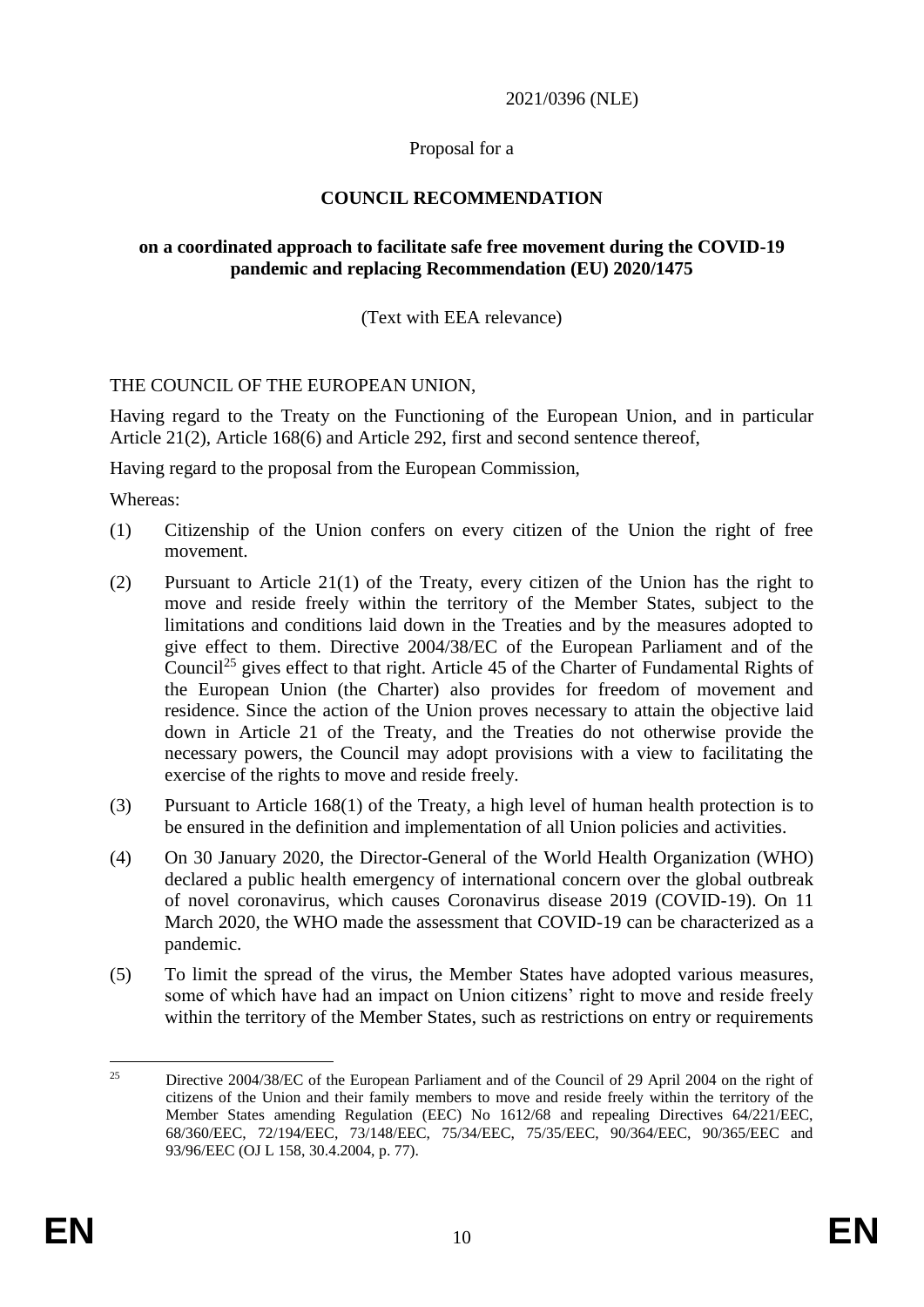2021/0396 (NLE)

Proposal for a

**COUNCIL RECOMMENDATION**

**on a coordinated approach to facilitate safe free movement during the COVID-19 pandemic and replacing Recommendation (EU) 2020/1475**

(Text with EEA relevance)

THE COUNCIL OF THE EUROPEAN UNION,

Having regard to the Treaty on the Functioning of the European Union, and in particular Article 21(2), Article 168(6) and Article 292, first and second sentence thereof,

Having regard to the proposal from the European Commission,

Whereas:

(1) Citizenship of the Union confers on every citizen of the Union the right of free movement.

(2) Pursuant to Article 21(1) of the Treaty, every citizen of the Union has the right to move and reside freely within the territory of the Member States, subject to the limitations and conditions laid down in the Treaties and by the measures adopted to give effect to them. Directive 2004/38/EC of the European Parliament and of the Council[25] gives effect to that right. Article 45 of the Charter of Fundamental Rights of the European Union (the Charter) also provides for freedom of movement and residence. Since the action of the Union proves necessary to attain the objective laid down in Article 21 of the Treaty, and the Treaties do not otherwise provide the necessary powers, the Council may adopt provisions with a view to facilitating the exercise of the rights to move and reside freely.

(3) Pursuant to Article 168(1) of the Treaty, a high level of human health protection is to be ensured in the definition and implementation of all Union policies and activities.

(4) On 30 January 2020, the Director-General of the World Health Organization (WHO) declared a public health emergency of international concern over the global outbreak of novel coronavirus, which causes Coronavirus disease 2019 (COVID-19). On 11 March 2020, the WHO made the assessment that COVID-19 can be characterized as a pandemic.

(5) To limit the spread of the virus, the Member States have adopted various measures, some of which have had an impact on Union citizens' right to move and reside freely within the territory of the Member States, such as restrictions on entry or requirements

[25] Directive 2004/38/EC of the European Parliament and of the Council of 29 April 2004 on the right of citizens of the Union and their family members to move and reside freely within the territory of the Member States amending Regulation (EEC) No 1612/68 and repealing Directives 64/221/EEC, 68/360/EEC, 72/194/EEC, 73/148/EEC, 75/34/EEC, 75/35/EEC, 90/364/EEC, 90/365/EEC and 93/96/EEC (OJ L 158, 30.4.2004, p. 77).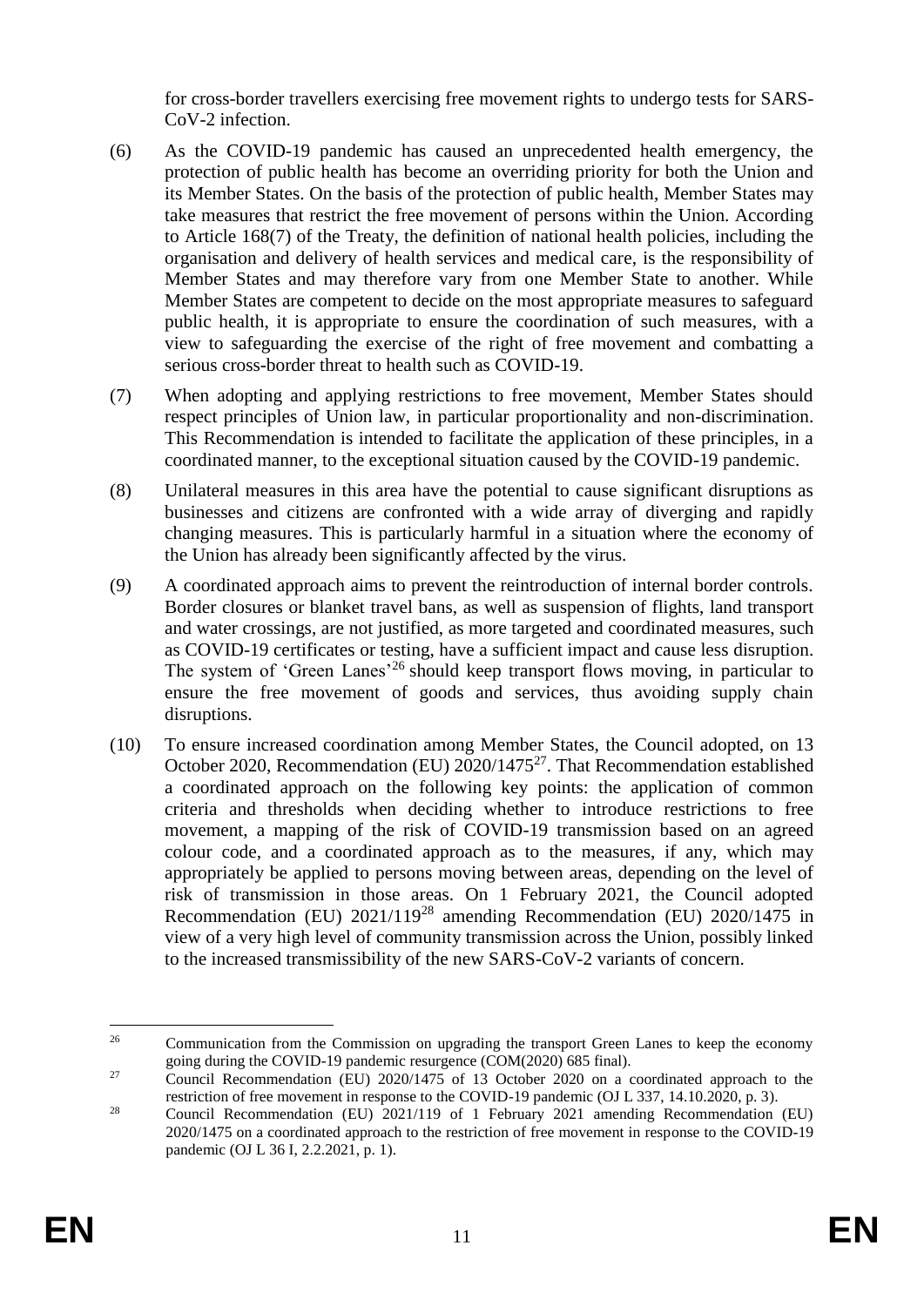for cross-border travellers exercising free movement rights to undergo tests for SARS-CoV-2 infection.

(6) As the COVID-19 pandemic has caused an unprecedented health emergency, the protection of public health has become an overriding priority for both the Union and its Member States. On the basis of the protection of public health, Member States may take measures that restrict the free movement of persons within the Union. According to Article 168(7) of the Treaty, the definition of national health policies, including the organisation and delivery of health services and medical care, is the responsibility of Member States and may therefore vary from one Member State to another. While Member States are competent to decide on the most appropriate measures to safeguard public health, it is appropriate to ensure the coordination of such measures, with a view to safeguarding the exercise of the right of free movement and combatting a serious cross-border threat to health such as COVID-19.

(7) When adopting and applying restrictions to free movement, Member States should respect principles of Union law, in particular proportionality and non-discrimination. This Recommendation is intended to facilitate the application of these principles, in a coordinated manner, to the exceptional situation caused by the COVID-19 pandemic.

(8) Unilateral measures in this area have the potential to cause significant disruptions as businesses and citizens are confronted with a wide array of diverging and rapidly changing measures. This is particularly harmful in a situation where the economy of the Union has already been significantly affected by the virus.

(9) A coordinated approach aims to prevent the reintroduction of internal border controls. Border closures or blanket travel bans, as well as suspension of flights, land transport and water crossings, are not justified, as more targeted and coordinated measures, such as COVID-19 certificates or testing, have a sufficient impact and cause less disruption. The system of 'Green Lanes'[26] should keep transport flows moving, in particular to ensure the free movement of goods and services, thus avoiding supply chain disruptions.

(10) To ensure increased coordination among Member States, the Council adopted, on 13 October 2020, Recommendation (EU) 2020/1475[27]. That Recommendation established a coordinated approach on the following key points: the application of common criteria and thresholds when deciding whether to introduce restrictions to free movement, a mapping of the risk of COVID-19 transmission based on an agreed colour code, and a coordinated approach as to the measures, if any, which may appropriately be applied to persons moving between areas, depending on the level of risk of transmission in those areas. On 1 February 2021, the Council adopted Recommendation (EU) 2021/119[28] amending Recommendation (EU) 2020/1475 in view of a very high level of community transmission across the Union, possibly linked to the increased transmissibility of the new SARS-CoV-2 variants of concern.

[26] Communication from the Commission on upgrading the transport Green Lanes to keep the economy going during the COVID-19 pandemic resurgence (COM(2020) 685 final).

[27] Council Recommendation (EU) 2020/1475 of 13 October 2020 on a coordinated approach to the restriction of free movement in response to the COVID-19 pandemic (OJ L 337, 14.10.2020, p. 3).

[28] Council Recommendation (EU) 2021/119 of 1 February 2021 amending Recommendation (EU) 2020/1475 on a coordinated approach to the restriction of free movement in response to the COVID-19 pandemic (OJ L 36 I, 2.2.2021, p. 1).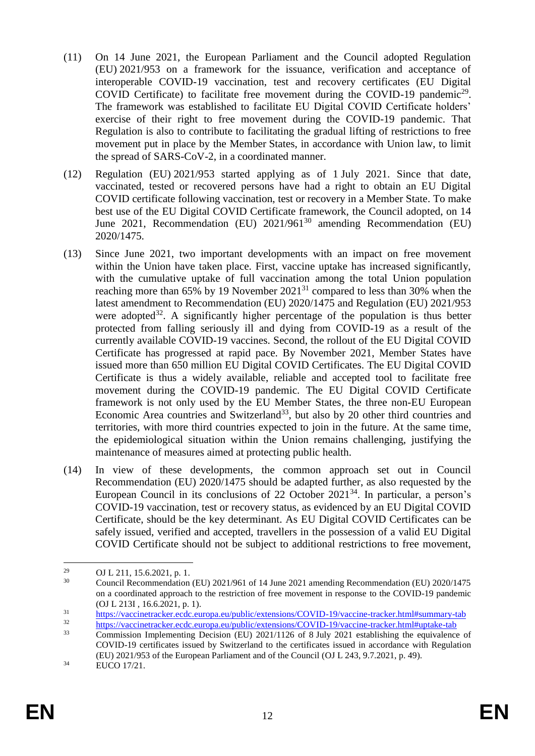(11) On 14 June 2021, the European Parliament and the Council adopted Regulation (EU) 2021/953 on a framework for the issuance, verification and acceptance of interoperable COVID-19 vaccination, test and recovery certificates (EU Digital COVID Certificate) to facilitate free movement during the COVID-19 pandemic[29]. The framework was established to facilitate EU Digital COVID Certificate holders' exercise of their right to free movement during the COVID-19 pandemic. That Regulation is also to contribute to facilitating the gradual lifting of restrictions to free movement put in place by the Member States, in accordance with Union law, to limit the spread of SARS-CoV-2, in a coordinated manner.

(12) Regulation (EU) 2021/953 started applying as of 1 July 2021. Since that date, vaccinated, tested or recovered persons have had a right to obtain an EU Digital COVID certificate following vaccination, test or recovery in a Member State. To make best use of the EU Digital COVID Certificate framework, the Council adopted, on 14 June 2021, Recommendation (EU) 2021/961[30] amending Recommendation (EU) 2020/1475.

(13) Since June 2021, two important developments with an impact on free movement within the Union have taken place. First, vaccine uptake has increased significantly, with the cumulative uptake of full vaccination among the total Union population reaching more than 65% by 19 November 2021[31] compared to less than 30% when the latest amendment to Recommendation (EU) 2020/1475 and Regulation (EU) 2021/953 were adopted[32]. A significantly higher percentage of the population is thus better protected from falling seriously ill and dying from COVID-19 as a result of the currently available COVID-19 vaccines. Second, the rollout of the EU Digital COVID Certificate has progressed at rapid pace. By November 2021, Member States have issued more than 650 million EU Digital COVID Certificates. The EU Digital COVID Certificate is thus a widely available, reliable and accepted tool to facilitate free movement during the COVID-19 pandemic. The EU Digital COVID Certificate framework is not only used by the EU Member States, the three non-EU European Economic Area countries and Switzerland[33], but also by 20 other third countries and territories, with more third countries expected to join in the future. At the same time, the epidemiological situation within the Union remains challenging, justifying the maintenance of measures aimed at protecting public health.

(14) In view of these developments, the common approach set out in Council Recommendation (EU) 2020/1475 should be adapted further, as also requested by the European Council in its conclusions of 22 October 2021[34]. In particular, a person's COVID-19 vaccination, test or recovery status, as evidenced by an EU Digital COVID Certificate, should be the key determinant. As EU Digital COVID Certificates can be safely issued, verified and accepted, travellers in the possession of a valid EU Digital COVID Certificate should not be subject to additional restrictions to free movement,

---

[29] OJ L 211, 15.6.2021, p. 1.

[30] Council Recommendation (EU) 2021/961 of 14 June 2021 amending Recommendation (EU) 2020/1475 on a coordinated approach to the restriction of free movement in response to the COVID-19 pandemic (OJ L 213I , 16.6.2021, p. 1).

[31] https://vaccinetracker.ecdc.europa.eu/public/extensions/COVID-19/vaccine-tracker.html#summary-tab

[32] https://vaccinetracker.ecdc.europa.eu/public/extensions/COVID-19/vaccine-tracker.html#uptake-tab

[33] Commission Implementing Decision (EU) 2021/1126 of 8 July 2021 establishing the equivalence of COVID-19 certificates issued by Switzerland to the certificates issued in accordance with Regulation (EU) 2021/953 of the European Parliament and of the Council (OJ L 243, 9.7.2021, p. 49).

[34] EUCO 17/21.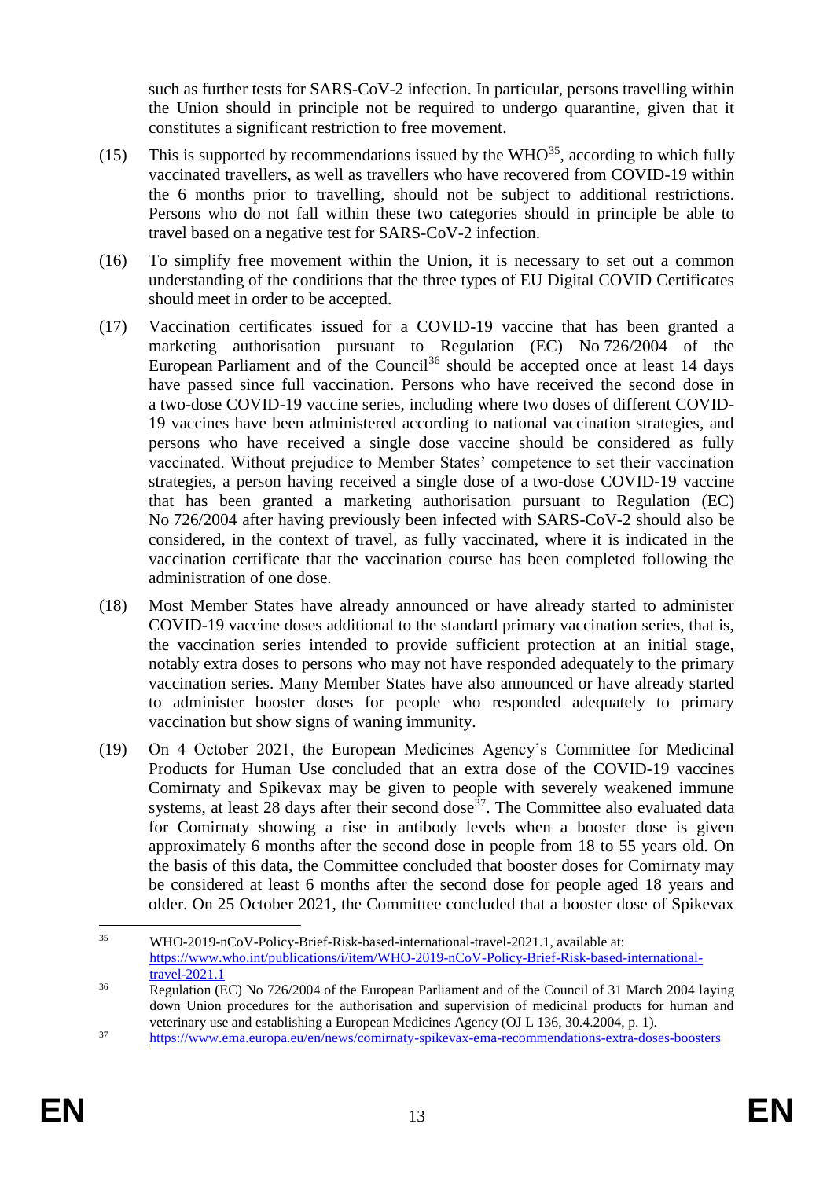such as further tests for SARS-CoV-2 infection. In particular, persons travelling within the Union should in principle not be required to undergo quarantine, given that it constitutes a significant restriction to free movement.

(15) This is supported by recommendations issued by the WHO[35], according to which fully vaccinated travellers, as well as travellers who have recovered from COVID-19 within the 6 months prior to travelling, should not be subject to additional restrictions. Persons who do not fall within these two categories should in principle be able to travel based on a negative test for SARS-CoV-2 infection.

(16) To simplify free movement within the Union, it is necessary to set out a common understanding of the conditions that the three types of EU Digital COVID Certificates should meet in order to be accepted.

(17) Vaccination certificates issued for a COVID-19 vaccine that has been granted a marketing authorisation pursuant to Regulation (EC) No 726/2004 of the European Parliament and of the Council[36] should be accepted once at least 14 days have passed since full vaccination. Persons who have received the second dose in a two-dose COVID-19 vaccine series, including where two doses of different COVID-19 vaccines have been administered according to national vaccination strategies, and persons who have received a single dose vaccine should be considered as fully vaccinated. Without prejudice to Member States' competence to set their vaccination strategies, a person having received a single dose of a two-dose COVID-19 vaccine that has been granted a marketing authorisation pursuant to Regulation (EC) No 726/2004 after having previously been infected with SARS-CoV-2 should also be considered, in the context of travel, as fully vaccinated, where it is indicated in the vaccination certificate that the vaccination course has been completed following the administration of one dose.

(18) Most Member States have already announced or have already started to administer COVID-19 vaccine doses additional to the standard primary vaccination series, that is, the vaccination series intended to provide sufficient protection at an initial stage, notably extra doses to persons who may not have responded adequately to the primary vaccination series. Many Member States have also announced or have already started to administer booster doses for people who responded adequately to primary vaccination but show signs of waning immunity.

(19) On 4 October 2021, the European Medicines Agency's Committee for Medicinal Products for Human Use concluded that an extra dose of the COVID-19 vaccines Comirnaty and Spikevax may be given to people with severely weakened immune systems, at least 28 days after their second dose[37]. The Committee also evaluated data for Comirnaty showing a rise in antibody levels when a booster dose is given approximately 6 months after the second dose in people from 18 to 55 years old. On the basis of this data, the Committee concluded that booster doses for Comirnaty may be considered at least 6 months after the second dose for people aged 18 years and older. On 25 October 2021, the Committee concluded that a booster dose of Spikevax

---

[35] WHO-2019-nCoV-Policy-Brief-Risk-based-international-travel-2021.1, available at: https://www.who.int/publications/i/item/WHO-2019-nCoV-Policy-Brief-Risk-based-international-travel-2021.1

[36] Regulation (EC) No 726/2004 of the European Parliament and of the Council of 31 March 2004 laying down Union procedures for the authorisation and supervision of medicinal products for human and veterinary use and establishing a European Medicines Agency (OJ L 136, 30.4.2004, p. 1).

[37] https://www.ema.europa.eu/en/news/comirnaty-spikevax-ema-recommendations-extra-doses-boosters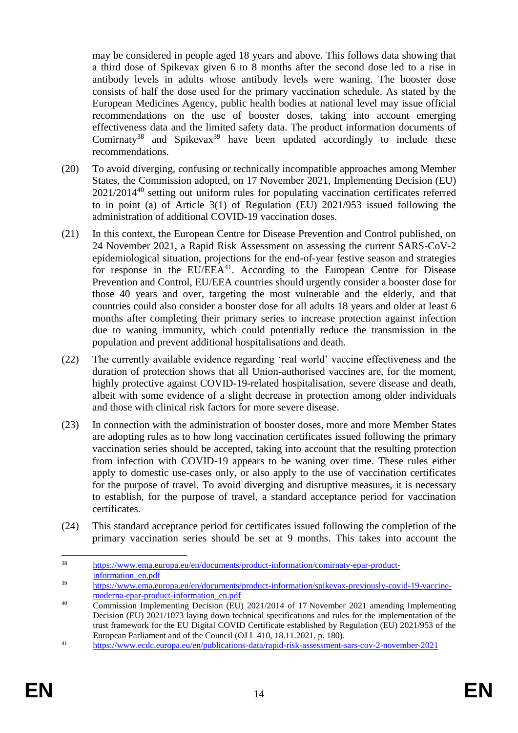may be considered in people aged 18 years and above. This follows data showing that a third dose of Spikevax given 6 to 8 months after the second dose led to a rise in antibody levels in adults whose antibody levels were waning. The booster dose consists of half the dose used for the primary vaccination schedule. As stated by the European Medicines Agency, public health bodies at national level may issue official recommendations on the use of booster doses, taking into account emerging effectiveness data and the limited safety data. The product information documents of Comirnaty[38] and Spikevax[39] have been updated accordingly to include these recommendations.

(20) To avoid diverging, confusing or technically incompatible approaches among Member States, the Commission adopted, on 17 November 2021, Implementing Decision (EU) 2021/2014[40] setting out uniform rules for populating vaccination certificates referred to in point (a) of Article 3(1) of Regulation (EU) 2021/953 issued following the administration of additional COVID-19 vaccination doses.

(21) In this context, the European Centre for Disease Prevention and Control published, on 24 November 2021, a Rapid Risk Assessment on assessing the current SARS-CoV-2 epidemiological situation, projections for the end-of-year festive season and strategies for response in the EU/EEA[41]. According to the European Centre for Disease Prevention and Control, EU/EEA countries should urgently consider a booster dose for those 40 years and over, targeting the most vulnerable and the elderly, and that countries could also consider a booster dose for all adults 18 years and older at least 6 months after completing their primary series to increase protection against infection due to waning immunity, which could potentially reduce the transmission in the population and prevent additional hospitalisations and death.

(22) The currently available evidence regarding 'real world' vaccine effectiveness and the duration of protection shows that all Union-authorised vaccines are, for the moment, highly protective against COVID-19-related hospitalisation, severe disease and death, albeit with some evidence of a slight decrease in protection among older individuals and those with clinical risk factors for more severe disease.

(23) In connection with the administration of booster doses, more and more Member States are adopting rules as to how long vaccination certificates issued following the primary vaccination series should be accepted, taking into account that the resulting protection from infection with COVID-19 appears to be waning over time. These rules either apply to domestic use-cases only, or also apply to the use of vaccination certificates for the purpose of travel. To avoid diverging and disruptive measures, it is necessary to establish, for the purpose of travel, a standard acceptance period for vaccination certificates.

(24) This standard acceptance period for certificates issued following the completion of the primary vaccination series should be set at 9 months. This takes into account the

---

[38] https://www.ema.europa.eu/en/documents/product-information/comirnaty-epar-product-information_en.pdf

[39] https://www.ema.europa.eu/en/documents/product-information/spikevax-previously-covid-19-vaccine-moderna-epar-product-information_en.pdf

[40] Commission Implementing Decision (EU) 2021/2014 of 17 November 2021 amending Implementing Decision (EU) 2021/1073 laying down technical specifications and rules for the implementation of the trust framework for the EU Digital COVID Certificate established by Regulation (EU) 2021/953 of the European Parliament and of the Council (OJ L 410, 18.11.2021, p. 180).

[41] https://www.ecdc.europa.eu/en/publications-data/rapid-risk-assessment-sars-cov-2-november-2021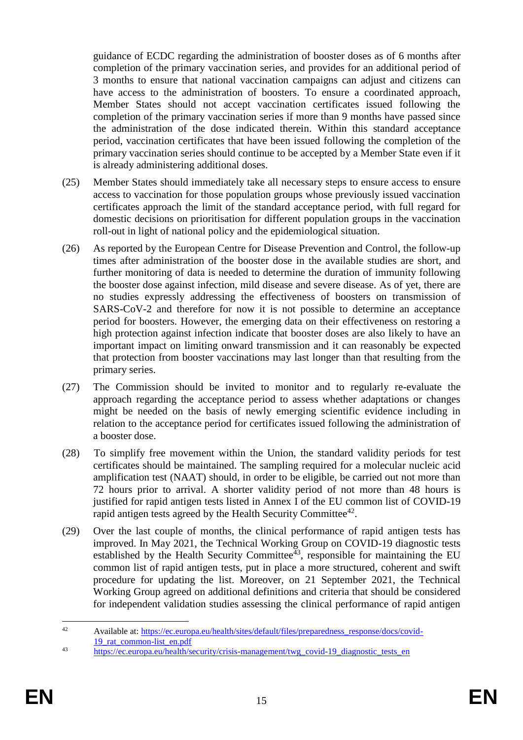guidance of ECDC regarding the administration of booster doses as of 6 months after completion of the primary vaccination series, and provides for an additional period of 3 months to ensure that national vaccination campaigns can adjust and citizens can have access to the administration of boosters. To ensure a coordinated approach, Member States should not accept vaccination certificates issued following the completion of the primary vaccination series if more than 9 months have passed since the administration of the dose indicated therein. Within this standard acceptance period, vaccination certificates that have been issued following the completion of the primary vaccination series should continue to be accepted by a Member State even if it is already administering additional doses.

(25) Member States should immediately take all necessary steps to ensure access to ensure access to vaccination for those population groups whose previously issued vaccination certificates approach the limit of the standard acceptance period, with full regard for domestic decisions on prioritisation for different population groups in the vaccination roll-out in light of national policy and the epidemiological situation.

(26) As reported by the European Centre for Disease Prevention and Control, the follow-up times after administration of the booster dose in the available studies are short, and further monitoring of data is needed to determine the duration of immunity following the booster dose against infection, mild disease and severe disease. As of yet, there are no studies expressly addressing the effectiveness of boosters on transmission of SARS-CoV-2 and therefore for now it is not possible to determine an acceptance period for boosters. However, the emerging data on their effectiveness on restoring a high protection against infection indicate that booster doses are also likely to have an important impact on limiting onward transmission and it can reasonably be expected that protection from booster vaccinations may last longer than that resulting from the primary series.

(27) The Commission should be invited to monitor and to regularly re-evaluate the approach regarding the acceptance period to assess whether adaptations or changes might be needed on the basis of newly emerging scientific evidence including in relation to the acceptance period for certificates issued following the administration of a booster dose.

(28) To simplify free movement within the Union, the standard validity periods for test certificates should be maintained. The sampling required for a molecular nucleic acid amplification test (NAAT) should, in order to be eligible, be carried out not more than 72 hours prior to arrival. A shorter validity period of not more than 48 hours is justified for rapid antigen tests listed in Annex I of the EU common list of COVID-19 rapid antigen tests agreed by the Health Security Committee[42].

(29) Over the last couple of months, the clinical performance of rapid antigen tests has improved. In May 2021, the Technical Working Group on COVID-19 diagnostic tests established by the Health Security Committee[43], responsible for maintaining the EU common list of rapid antigen tests, put in place a more structured, coherent and swift procedure for updating the list. Moreover, on 21 September 2021, the Technical Working Group agreed on additional definitions and criteria that should be considered for independent validation studies assessing the clinical performance of rapid antigen

---

[42] Available at: https://ec.europa.eu/health/sites/default/files/preparedness_response/docs/covid-19_rat_common-list_en.pdf

[43] https://ec.europa.eu/health/security/crisis-management/twg_covid-19_diagnostic_tests_en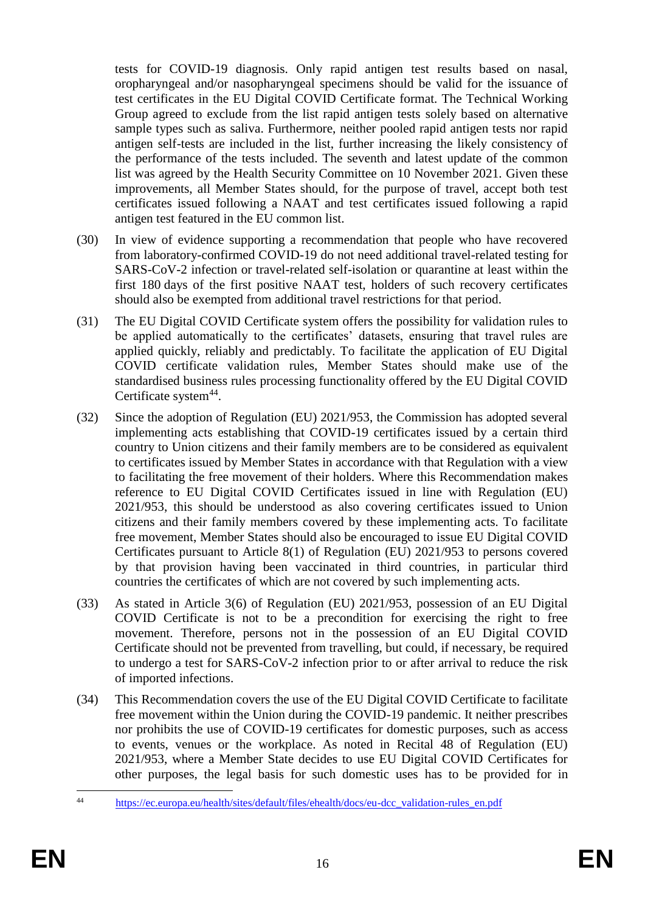tests for COVID-19 diagnosis. Only rapid antigen test results based on nasal, oropharyngeal and/or nasopharyngeal specimens should be valid for the issuance of test certificates in the EU Digital COVID Certificate format. The Technical Working Group agreed to exclude from the list rapid antigen tests solely based on alternative sample types such as saliva. Furthermore, neither pooled rapid antigen tests nor rapid antigen self-tests are included in the list, further increasing the likely consistency of the performance of the tests included. The seventh and latest update of the common list was agreed by the Health Security Committee on 10 November 2021. Given these improvements, all Member States should, for the purpose of travel, accept both test certificates issued following a NAAT and test certificates issued following a rapid antigen test featured in the EU common list.

(30) In view of evidence supporting a recommendation that people who have recovered from laboratory-confirmed COVID-19 do not need additional travel-related testing for SARS-CoV-2 infection or travel-related self-isolation or quarantine at least within the first 180 days of the first positive NAAT test, holders of such recovery certificates should also be exempted from additional travel restrictions for that period.

(31) The EU Digital COVID Certificate system offers the possibility for validation rules to be applied automatically to the certificates' datasets, ensuring that travel rules are applied quickly, reliably and predictably. To facilitate the application of EU Digital COVID certificate validation rules, Member States should make use of the standardised business rules processing functionality offered by the EU Digital COVID Certificate system[44].

(32) Since the adoption of Regulation (EU) 2021/953, the Commission has adopted several implementing acts establishing that COVID-19 certificates issued by a certain third country to Union citizens and their family members are to be considered as equivalent to certificates issued by Member States in accordance with that Regulation with a view to facilitating the free movement of their holders. Where this Recommendation makes reference to EU Digital COVID Certificates issued in line with Regulation (EU) 2021/953, this should be understood as also covering certificates issued to Union citizens and their family members covered by these implementing acts. To facilitate free movement, Member States should also be encouraged to issue EU Digital COVID Certificates pursuant to Article 8(1) of Regulation (EU) 2021/953 to persons covered by that provision having been vaccinated in third countries, in particular third countries the certificates of which are not covered by such implementing acts.

(33) As stated in Article 3(6) of Regulation (EU) 2021/953, possession of an EU Digital COVID Certificate is not to be a precondition for exercising the right to free movement. Therefore, persons not in the possession of an EU Digital COVID Certificate should not be prevented from travelling, but could, if necessary, be required to undergo a test for SARS-CoV-2 infection prior to or after arrival to reduce the risk of imported infections.

(34) This Recommendation covers the use of the EU Digital COVID Certificate to facilitate free movement within the Union during the COVID-19 pandemic. It neither prescribes nor prohibits the use of COVID-19 certificates for domestic purposes, such as access to events, venues or the workplace. As noted in Recital 48 of Regulation (EU) 2021/953, where a Member State decides to use EU Digital COVID Certificates for other purposes, the legal basis for such domestic uses has to be provided for in

---

[44] https://ec.europa.eu/health/sites/default/files/ehealth/docs/eu-dcc_validation-rules_en.pdf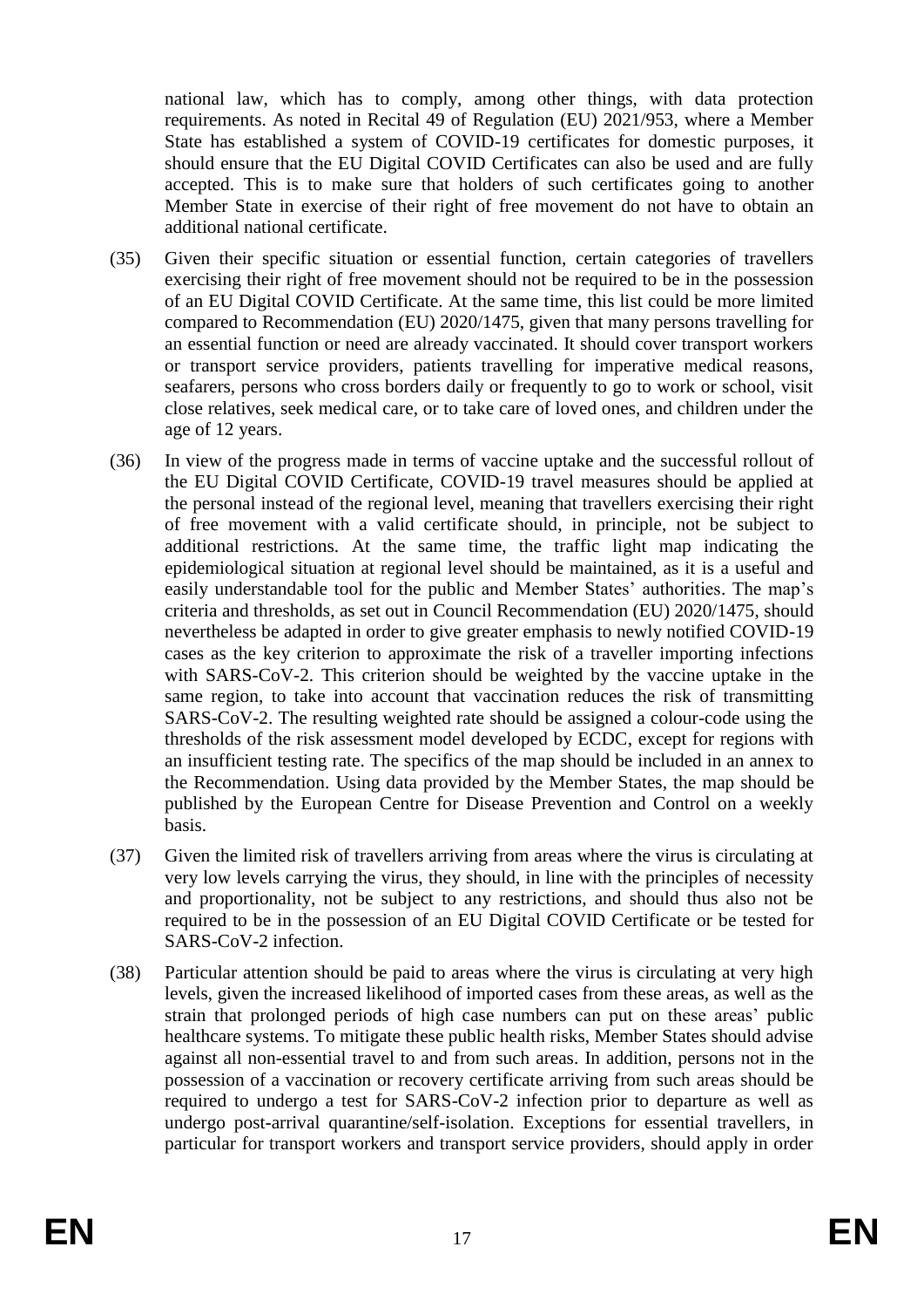national law, which has to comply, among other things, with data protection requirements. As noted in Recital 49 of Regulation (EU) 2021/953, where a Member State has established a system of COVID-19 certificates for domestic purposes, it should ensure that the EU Digital COVID Certificates can also be used and are fully accepted. This is to make sure that holders of such certificates going to another Member State in exercise of their right of free movement do not have to obtain an additional national certificate.

(35) Given their specific situation or essential function, certain categories of travellers exercising their right of free movement should not be required to be in the possession of an EU Digital COVID Certificate. At the same time, this list could be more limited compared to Recommendation (EU) 2020/1475, given that many persons travelling for an essential function or need are already vaccinated. It should cover transport workers or transport service providers, patients travelling for imperative medical reasons, seafarers, persons who cross borders daily or frequently to go to work or school, visit close relatives, seek medical care, or to take care of loved ones, and children under the age of 12 years.

(36) In view of the progress made in terms of vaccine uptake and the successful rollout of the EU Digital COVID Certificate, COVID-19 travel measures should be applied at the personal instead of the regional level, meaning that travellers exercising their right of free movement with a valid certificate should, in principle, not be subject to additional restrictions. At the same time, the traffic light map indicating the epidemiological situation at regional level should be maintained, as it is a useful and easily understandable tool for the public and Member States' authorities. The map's criteria and thresholds, as set out in Council Recommendation (EU) 2020/1475, should nevertheless be adapted in order to give greater emphasis to newly notified COVID-19 cases as the key criterion to approximate the risk of a traveller importing infections with SARS-CoV-2. This criterion should be weighted by the vaccine uptake in the same region, to take into account that vaccination reduces the risk of transmitting SARS-CoV-2. The resulting weighted rate should be assigned a colour-code using the thresholds of the risk assessment model developed by ECDC, except for regions with an insufficient testing rate. The specifics of the map should be included in an annex to the Recommendation. Using data provided by the Member States, the map should be published by the European Centre for Disease Prevention and Control on a weekly basis.

(37) Given the limited risk of travellers arriving from areas where the virus is circulating at very low levels carrying the virus, they should, in line with the principles of necessity and proportionality, not be subject to any restrictions, and should thus also not be required to be in the possession of an EU Digital COVID Certificate or be tested for SARS-CoV-2 infection.

(38) Particular attention should be paid to areas where the virus is circulating at very high levels, given the increased likelihood of imported cases from these areas, as well as the strain that prolonged periods of high case numbers can put on these areas' public healthcare systems. To mitigate these public health risks, Member States should advise against all non-essential travel to and from such areas. In addition, persons not in the possession of a vaccination or recovery certificate arriving from such areas should be required to undergo a test for SARS-CoV-2 infection prior to departure as well as undergo post-arrival quarantine/self-isolation. Exceptions for essential travellers, in particular for transport workers and transport service providers, should apply in order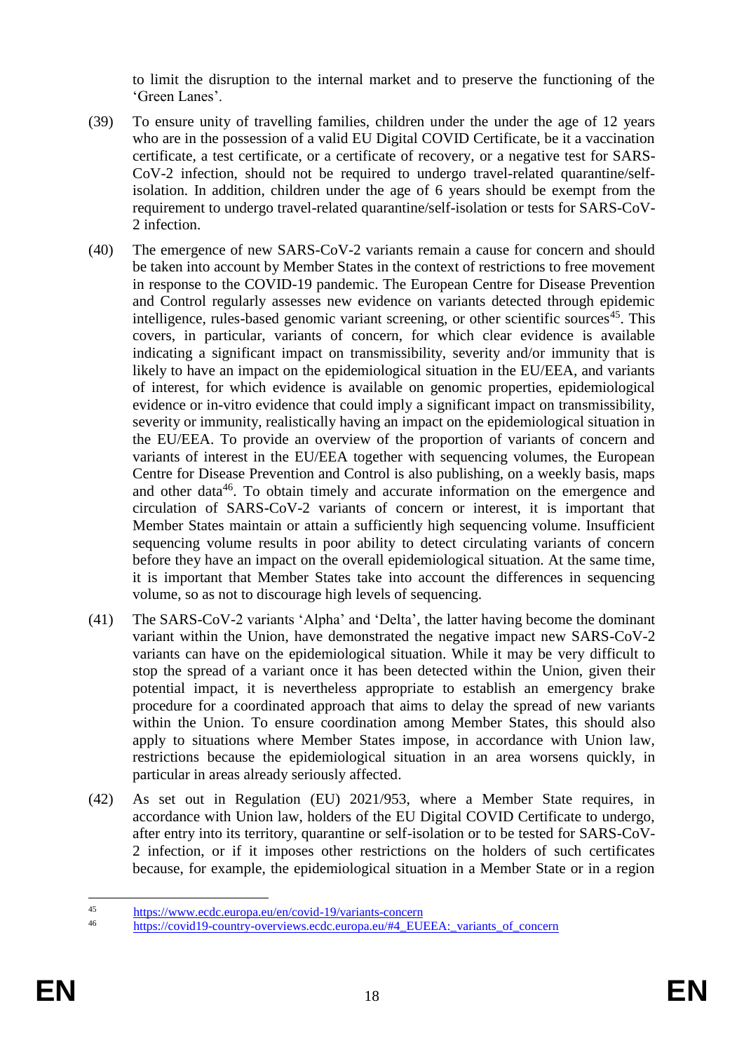to limit the disruption to the internal market and to preserve the functioning of the 'Green Lanes'.

(39) To ensure unity of travelling families, children under the under the age of 12 years who are in the possession of a valid EU Digital COVID Certificate, be it a vaccination certificate, a test certificate, or a certificate of recovery, or a negative test for SARS-CoV-2 infection, should not be required to undergo travel-related quarantine/self-isolation. In addition, children under the age of 6 years should be exempt from the requirement to undergo travel-related quarantine/self-isolation or tests for SARS-CoV-2 infection.

(40) The emergence of new SARS-CoV-2 variants remain a cause for concern and should be taken into account by Member States in the context of restrictions to free movement in response to the COVID-19 pandemic. The European Centre for Disease Prevention and Control regularly assesses new evidence on variants detected through epidemic intelligence, rules-based genomic variant screening, or other scientific sources[45]. This covers, in particular, variants of concern, for which clear evidence is available indicating a significant impact on transmissibility, severity and/or immunity that is likely to have an impact on the epidemiological situation in the EU/EEA, and variants of interest, for which evidence is available on genomic properties, epidemiological evidence or in-vitro evidence that could imply a significant impact on transmissibility, severity or immunity, realistically having an impact on the epidemiological situation in the EU/EEA. To provide an overview of the proportion of variants of concern and variants of interest in the EU/EEA together with sequencing volumes, the European Centre for Disease Prevention and Control is also publishing, on a weekly basis, maps and other data[46]. To obtain timely and accurate information on the emergence and circulation of SARS-CoV-2 variants of concern or interest, it is important that Member States maintain or attain a sufficiently high sequencing volume. Insufficient sequencing volume results in poor ability to detect circulating variants of concern before they have an impact on the overall epidemiological situation. At the same time, it is important that Member States take into account the differences in sequencing volume, so as not to discourage high levels of sequencing.

(41) The SARS-CoV-2 variants 'Alpha' and 'Delta', the latter having become the dominant variant within the Union, have demonstrated the negative impact new SARS-CoV-2 variants can have on the epidemiological situation. While it may be very difficult to stop the spread of a variant once it has been detected within the Union, given their potential impact, it is nevertheless appropriate to establish an emergency brake procedure for a coordinated approach that aims to delay the spread of new variants within the Union. To ensure coordination among Member States, this should also apply to situations where Member States impose, in accordance with Union law, restrictions because the epidemiological situation in an area worsens quickly, in particular in areas already seriously affected.

(42) As set out in Regulation (EU) 2021/953, where a Member State requires, in accordance with Union law, holders of the EU Digital COVID Certificate to undergo, after entry into its territory, quarantine or self-isolation or to be tested for SARS-CoV-2 infection, or if it imposes other restrictions on the holders of such certificates because, for example, the epidemiological situation in a Member State or in a region

---

[45] https://www.ecdc.europa.eu/en/covid-19/variants-concern

[46] https://covid19-country-overviews.ecdc.europa.eu/#4_EUEEA:_variants_of_concern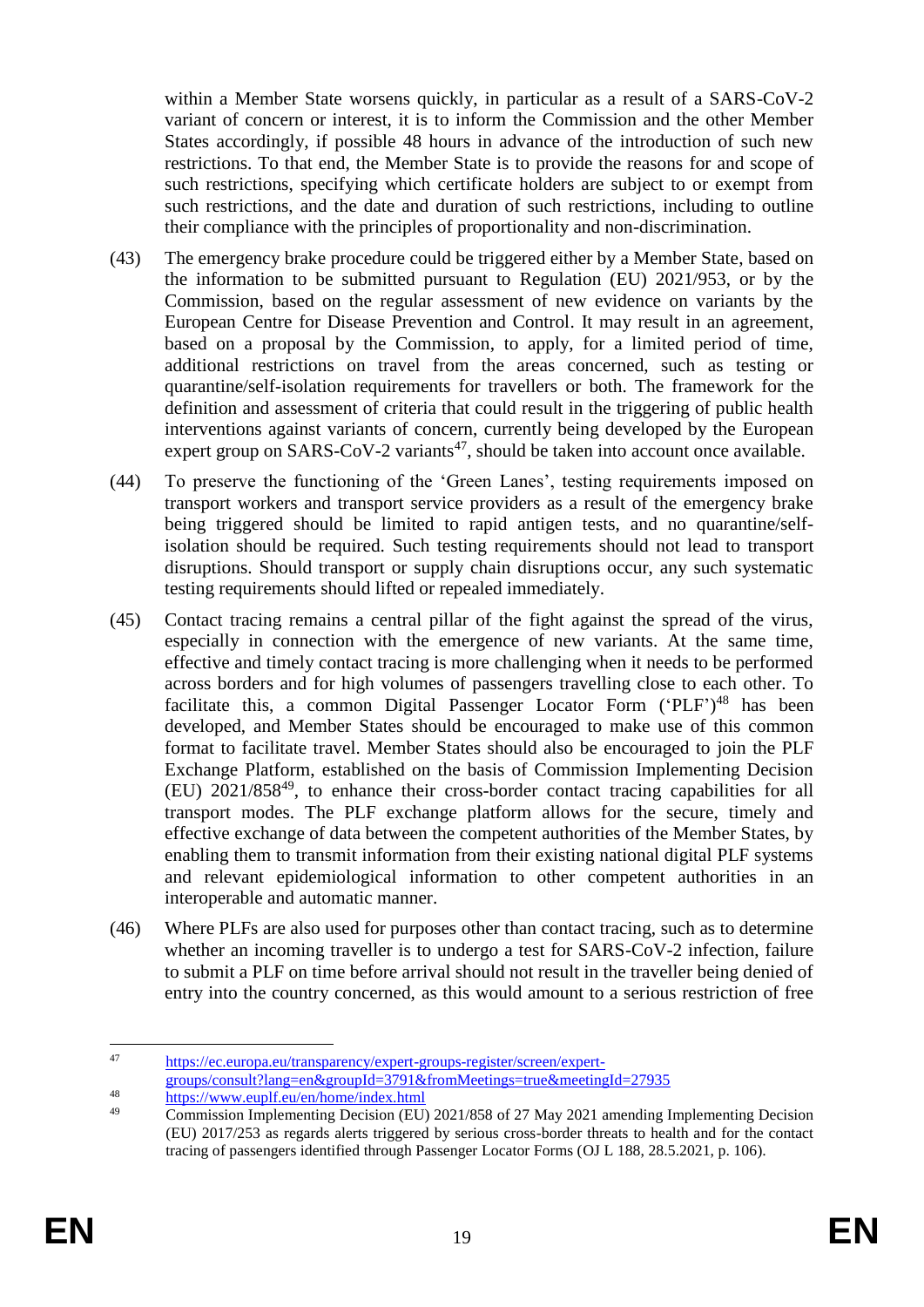within a Member State worsens quickly, in particular as a result of a SARS-CoV-2 variant of concern or interest, it is to inform the Commission and the other Member States accordingly, if possible 48 hours in advance of the introduction of such new restrictions. To that end, the Member State is to provide the reasons for and scope of such restrictions, specifying which certificate holders are subject to or exempt from such restrictions, and the date and duration of such restrictions, including to outline their compliance with the principles of proportionality and non-discrimination.

(43) The emergency brake procedure could be triggered either by a Member State, based on the information to be submitted pursuant to Regulation (EU) 2021/953, or by the Commission, based on the regular assessment of new evidence on variants by the European Centre for Disease Prevention and Control. It may result in an agreement, based on a proposal by the Commission, to apply, for a limited period of time, additional restrictions on travel from the areas concerned, such as testing or quarantine/self-isolation requirements for travellers or both. The framework for the definition and assessment of criteria that could result in the triggering of public health interventions against variants of concern, currently being developed by the European expert group on SARS-CoV-2 variants[47], should be taken into account once available.

(44) To preserve the functioning of the 'Green Lanes', testing requirements imposed on transport workers and transport service providers as a result of the emergency brake being triggered should be limited to rapid antigen tests, and no quarantine/self-isolation should be required. Such testing requirements should not lead to transport disruptions. Should transport or supply chain disruptions occur, any such systematic testing requirements should lifted or repealed immediately.

(45) Contact tracing remains a central pillar of the fight against the spread of the virus, especially in connection with the emergence of new variants. At the same time, effective and timely contact tracing is more challenging when it needs to be performed across borders and for high volumes of passengers travelling close to each other. To facilitate this, a common Digital Passenger Locator Form ('PLF')[48] has been developed, and Member States should be encouraged to make use of this common format to facilitate travel. Member States should also be encouraged to join the PLF Exchange Platform, established on the basis of Commission Implementing Decision (EU) 2021/858[49], to enhance their cross-border contact tracing capabilities for all transport modes. The PLF exchange platform allows for the secure, timely and effective exchange of data between the competent authorities of the Member States, by enabling them to transmit information from their existing national digital PLF systems and relevant epidemiological information to other competent authorities in an interoperable and automatic manner.

(46) Where PLFs are also used for purposes other than contact tracing, such as to determine whether an incoming traveller is to undergo a test for SARS-CoV-2 infection, failure to submit a PLF on time before arrival should not result in the traveller being denied of entry into the country concerned, as this would amount to a serious restriction of free

---

[47] https://ec.europa.eu/transparency/expert-groups-register/screen/expert-groups/consult?lang=en&groupId=3791&fromMeetings=true&meetingId=27935

[48] https://www.euplf.eu/en/home/index.html

[49] Commission Implementing Decision (EU) 2021/858 of 27 May 2021 amending Implementing Decision (EU) 2017/253 as regards alerts triggered by serious cross-border threats to health and for the contact tracing of passengers identified through Passenger Locator Forms (OJ L 188, 28.5.2021, p. 106).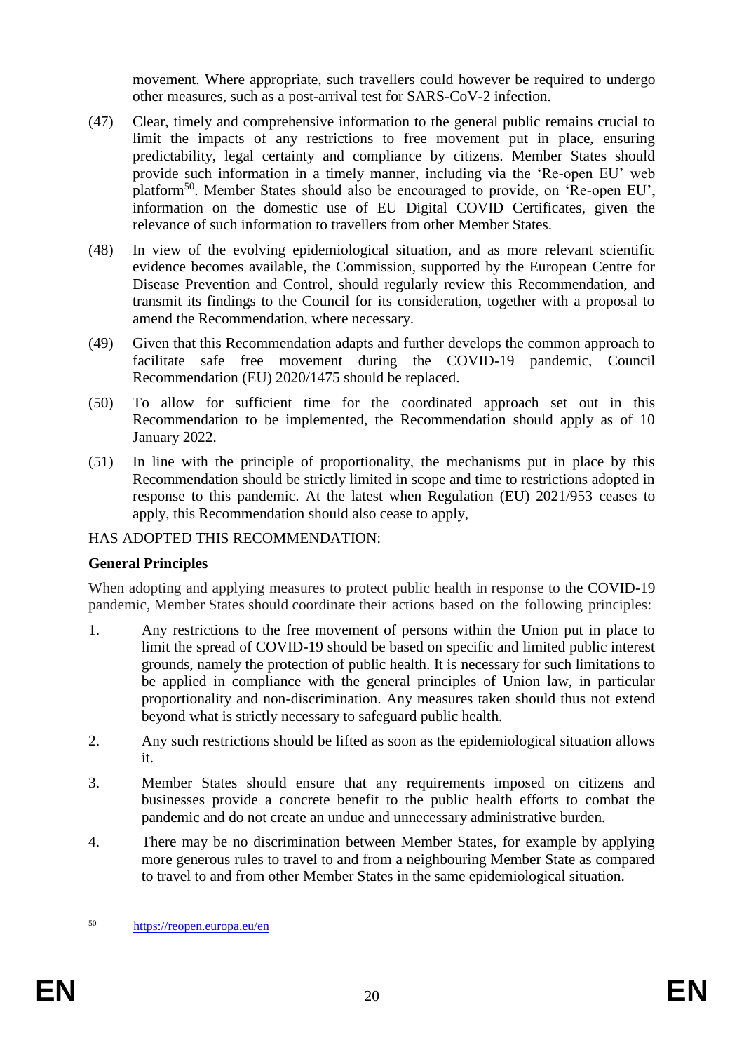movement. Where appropriate, such travellers could however be required to undergo other measures, such as a post-arrival test for SARS-CoV-2 infection.

(47) Clear, timely and comprehensive information to the general public remains crucial to limit the impacts of any restrictions to free movement put in place, ensuring predictability, legal certainty and compliance by citizens. Member States should provide such information in a timely manner, including via the 'Re-open EU' web platform[50]. Member States should also be encouraged to provide, on 'Re-open EU', information on the domestic use of EU Digital COVID Certificates, given the relevance of such information to travellers from other Member States.

(48) In view of the evolving epidemiological situation, and as more relevant scientific evidence becomes available, the Commission, supported by the European Centre for Disease Prevention and Control, should regularly review this Recommendation, and transmit its findings to the Council for its consideration, together with a proposal to amend the Recommendation, where necessary.

(49) Given that this Recommendation adapts and further develops the common approach to facilitate safe free movement during the COVID-19 pandemic, Council Recommendation (EU) 2020/1475 should be replaced.

(50) To allow for sufficient time for the coordinated approach set out in this Recommendation to be implemented, the Recommendation should apply as of 10 January 2022.

(51) In line with the principle of proportionality, the mechanisms put in place by this Recommendation should be strictly limited in scope and time to restrictions adopted in response to this pandemic. At the latest when Regulation (EU) 2021/953 ceases to apply, this Recommendation should also cease to apply,

HAS ADOPTED THIS RECOMMENDATION:

**General Principles**

When adopting and applying measures to protect public health in response to the COVID-19 pandemic, Member States should coordinate their actions based on the following principles:

1. Any restrictions to the free movement of persons within the Union put in place to limit the spread of COVID-19 should be based on specific and limited public interest grounds, namely the protection of public health. It is necessary for such limitations to be applied in compliance with the general principles of Union law, in particular proportionality and non-discrimination. Any measures taken should thus not extend beyond what is strictly necessary to safeguard public health.

2. Any such restrictions should be lifted as soon as the epidemiological situation allows it.

3. Member States should ensure that any requirements imposed on citizens and businesses provide a concrete benefit to the public health efforts to combat the pandemic and do not create an undue and unnecessary administrative burden.

4. There may be no discrimination between Member States, for example by applying more generous rules to travel to and from a neighbouring Member State as compared to travel to and from other Member States in the same epidemiological situation.

---

[50] https://reopen.europa.eu/en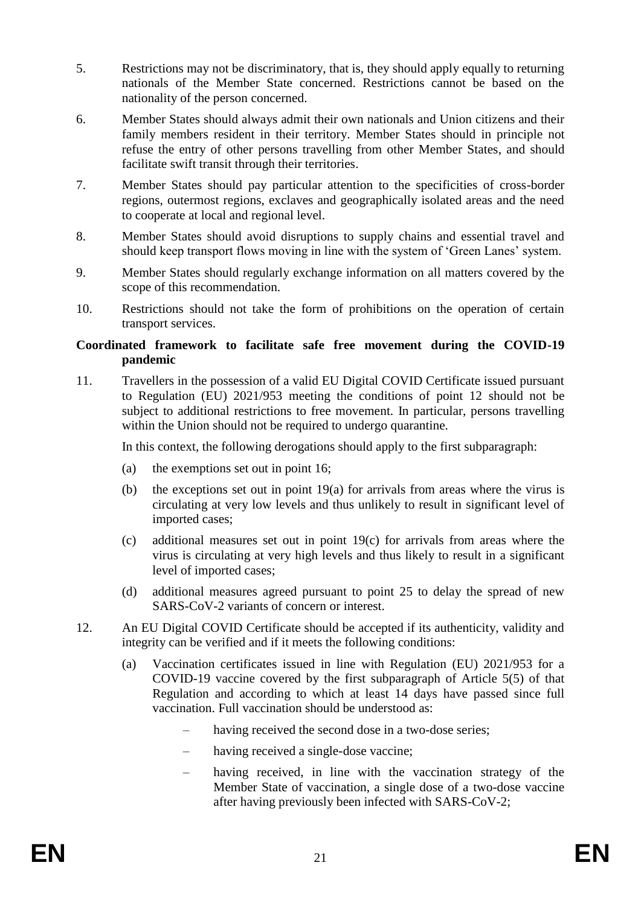5. Restrictions may not be discriminatory, that is, they should apply equally to returning nationals of the Member State concerned. Restrictions cannot be based on the nationality of the person concerned.

6. Member States should always admit their own nationals and Union citizens and their family members resident in their territory. Member States should in principle not refuse the entry of other persons travelling from other Member States, and should facilitate swift transit through their territories.

7. Member States should pay particular attention to the specificities of cross-border regions, outermost regions, exclaves and geographically isolated areas and the need to cooperate at local and regional level.

8. Member States should avoid disruptions to supply chains and essential travel and should keep transport flows moving in line with the system of 'Green Lanes' system.

9. Member States should regularly exchange information on all matters covered by the scope of this recommendation.

10. Restrictions should not take the form of prohibitions on the operation of certain transport services.

**Coordinated framework to facilitate safe free movement during the COVID-19 pandemic**

11. Travellers in the possession of a valid EU Digital COVID Certificate issued pursuant to Regulation (EU) 2021/953 meeting the conditions of point 12 should not be subject to additional restrictions to free movement. In particular, persons travelling within the Union should not be required to undergo quarantine.

    In this context, the following derogations should apply to the first subparagraph:

    (a) the exemptions set out in point 16;

    (b) the exceptions set out in point 19(a) for arrivals from areas where the virus is circulating at very low levels and thus unlikely to result in significant level of imported cases;

    (c) additional measures set out in point 19(c) for arrivals from areas where the virus is circulating at very high levels and thus likely to result in a significant level of imported cases;

    (d) additional measures agreed pursuant to point 25 to delay the spread of new SARS-CoV-2 variants of concern or interest.

12. An EU Digital COVID Certificate should be accepted if its authenticity, validity and integrity can be verified and if it meets the following conditions:

    (a) Vaccination certificates issued in line with Regulation (EU) 2021/953 for a COVID-19 vaccine covered by the first subparagraph of Article 5(5) of that Regulation and according to which at least 14 days have passed since full vaccination. Full vaccination should be understood as:

    - having received the second dose in a two-dose series;
    - having received a single-dose vaccine;
    - having received, in line with the vaccination strategy of the Member State of vaccination, a single dose of a two-dose vaccine after having previously been infected with SARS-CoV-2;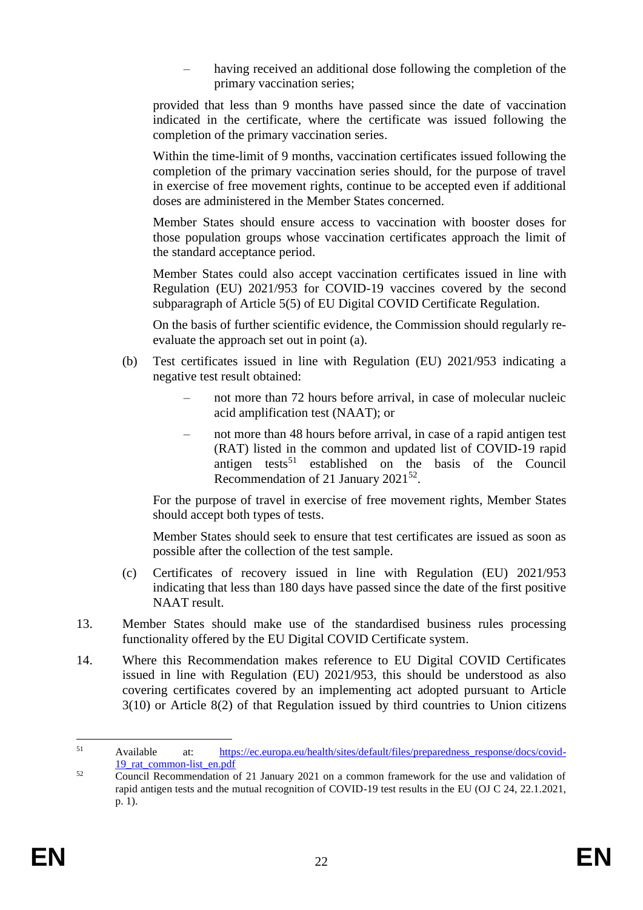– having received an additional dose following the completion of the primary vaccination series;

provided that less than 9 months have passed since the date of vaccination indicated in the certificate, where the certificate was issued following the completion of the primary vaccination series.

Within the time-limit of 9 months, vaccination certificates issued following the completion of the primary vaccination series should, for the purpose of travel in exercise of free movement rights, continue to be accepted even if additional doses are administered in the Member States concerned.

Member States should ensure access to vaccination with booster doses for those population groups whose vaccination certificates approach the limit of the standard acceptance period.

Member States could also accept vaccination certificates issued in line with Regulation (EU) 2021/953 for COVID-19 vaccines covered by the second subparagraph of Article 5(5) of EU Digital COVID Certificate Regulation.

On the basis of further scientific evidence, the Commission should regularly re-evaluate the approach set out in point (a).

(b) Test certificates issued in line with Regulation (EU) 2021/953 indicating a negative test result obtained:

– not more than 72 hours before arrival, in case of molecular nucleic acid amplification test (NAAT); or

– not more than 48 hours before arrival, in case of a rapid antigen test (RAT) listed in the common and updated list of COVID-19 rapid antigen tests[51] established on the basis of the Council Recommendation of 21 January 2021[52].

For the purpose of travel in exercise of free movement rights, Member States should accept both types of tests.

Member States should seek to ensure that test certificates are issued as soon as possible after the collection of the test sample.

(c) Certificates of recovery issued in line with Regulation (EU) 2021/953 indicating that less than 180 days have passed since the date of the first positive NAAT result.

13. Member States should make use of the standardised business rules processing functionality offered by the EU Digital COVID Certificate system.

14. Where this Recommendation makes reference to EU Digital COVID Certificates issued in line with Regulation (EU) 2021/953, this should be understood as also covering certificates covered by an implementing act adopted pursuant to Article 3(10) or Article 8(2) of that Regulation issued by third countries to Union citizens

---

[51] Available at: https://ec.europa.eu/health/sites/default/files/preparedness_response/docs/covid-19_rat_common-list_en.pdf

[52] Council Recommendation of 21 January 2021 on a common framework for the use and validation of rapid antigen tests and the mutual recognition of COVID-19 test results in the EU (OJ C 24, 22.1.2021, p. 1).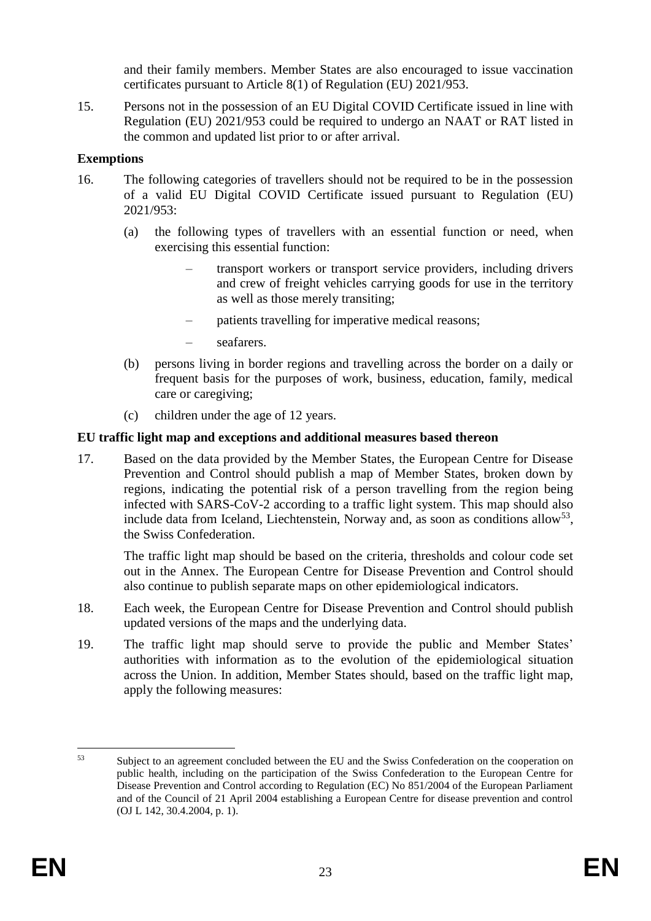and their family members. Member States are also encouraged to issue vaccination certificates pursuant to Article 8(1) of Regulation (EU) 2021/953.

15. Persons not in the possession of an EU Digital COVID Certificate issued in line with Regulation (EU) 2021/953 could be required to undergo an NAAT or RAT listed in the common and updated list prior to or after arrival.

**Exemptions**

16. The following categories of travellers should not be required to be in the possession of a valid EU Digital COVID Certificate issued pursuant to Regulation (EU) 2021/953:

    (a) the following types of travellers with an essential function or need, when exercising this essential function:

    – transport workers or transport service providers, including drivers and crew of freight vehicles carrying goods for use in the territory as well as those merely transiting;

    – patients travelling for imperative medical reasons;

    – seafarers.

    (b) persons living in border regions and travelling across the border on a daily or frequent basis for the purposes of work, business, education, family, medical care or caregiving;

    (c) children under the age of 12 years.

**EU traffic light map and exceptions and additional measures based thereon**

17. Based on the data provided by the Member States, the European Centre for Disease Prevention and Control should publish a map of Member States, broken down by regions, indicating the potential risk of a person travelling from the region being infected with SARS-CoV-2 according to a traffic light system. This map should also include data from Iceland, Liechtenstein, Norway and, as soon as conditions allow[53], the Swiss Confederation.

    The traffic light map should be based on the criteria, thresholds and colour code set out in the Annex. The European Centre for Disease Prevention and Control should also continue to publish separate maps on other epidemiological indicators.

18. Each week, the European Centre for Disease Prevention and Control should publish updated versions of the maps and the underlying data.

19. The traffic light map should serve to provide the public and Member States' authorities with information as to the evolution of the epidemiological situation across the Union. In addition, Member States should, based on the traffic light map, apply the following measures:

---

[53] Subject to an agreement concluded between the EU and the Swiss Confederation on the cooperation on public health, including on the participation of the Swiss Confederation to the European Centre for Disease Prevention and Control according to Regulation (EC) No 851/2004 of the European Parliament and of the Council of 21 April 2004 establishing a European Centre for disease prevention and control (OJ L 142, 30.4.2004, p. 1).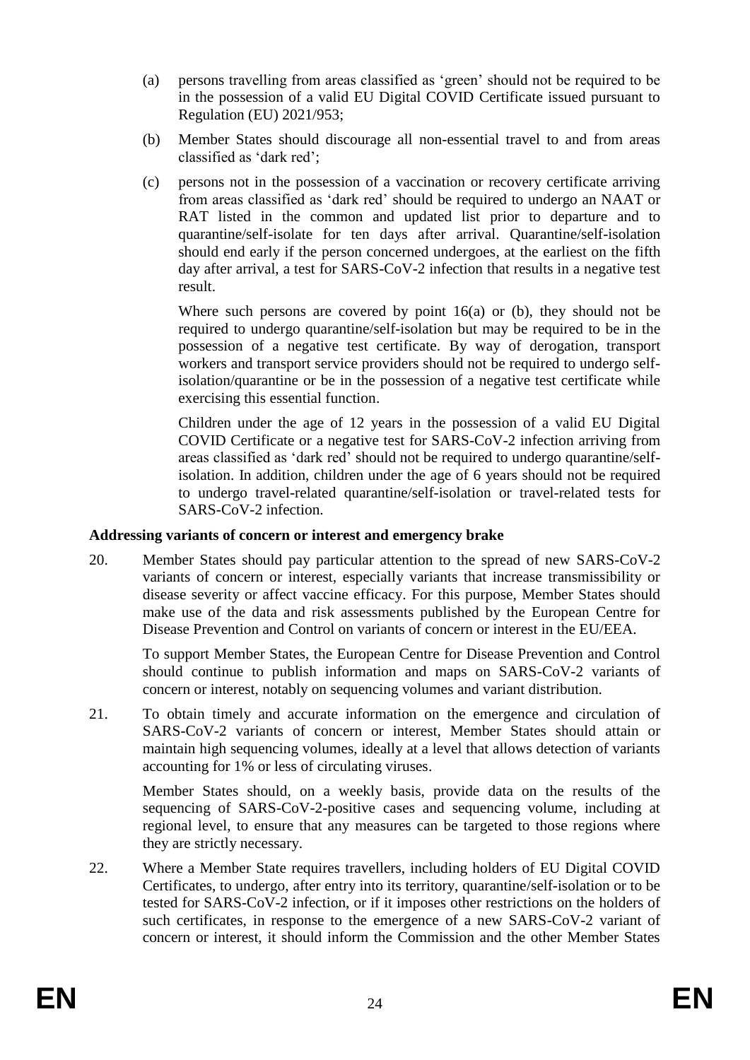(a) persons travelling from areas classified as 'green' should not be required to be in the possession of a valid EU Digital COVID Certificate issued pursuant to Regulation (EU) 2021/953;

(b) Member States should discourage all non-essential travel to and from areas classified as 'dark red';

(c) persons not in the possession of a vaccination or recovery certificate arriving from areas classified as 'dark red' should be required to undergo an NAAT or RAT listed in the common and updated list prior to departure and to quarantine/self-isolate for ten days after arrival. Quarantine/self-isolation should end early if the person concerned undergoes, at the earliest on the fifth day after arrival, a test for SARS-CoV-2 infection that results in a negative test result.

Where such persons are covered by point 16(a) or (b), they should not be required to undergo quarantine/self-isolation but may be required to be in the possession of a negative test certificate. By way of derogation, transport workers and transport service providers should not be required to undergo self-isolation/quarantine or be in the possession of a negative test certificate while exercising this essential function.

Children under the age of 12 years in the possession of a valid EU Digital COVID Certificate or a negative test for SARS-CoV-2 infection arriving from areas classified as 'dark red' should not be required to undergo quarantine/self-isolation. In addition, children under the age of 6 years should not be required to undergo travel-related quarantine/self-isolation or travel-related tests for SARS-CoV-2 infection.

**Addressing variants of concern or interest and emergency brake**

20. Member States should pay particular attention to the spread of new SARS-CoV-2 variants of concern or interest, especially variants that increase transmissibility or disease severity or affect vaccine efficacy. For this purpose, Member States should make use of the data and risk assessments published by the European Centre for Disease Prevention and Control on variants of concern or interest in the EU/EEA.

    To support Member States, the European Centre for Disease Prevention and Control should continue to publish information and maps on SARS-CoV-2 variants of concern or interest, notably on sequencing volumes and variant distribution.

21. To obtain timely and accurate information on the emergence and circulation of SARS-CoV-2 variants of concern or interest, Member States should attain or maintain high sequencing volumes, ideally at a level that allows detection of variants accounting for 1% or less of circulating viruses.

    Member States should, on a weekly basis, provide data on the results of the sequencing of SARS-CoV-2-positive cases and sequencing volume, including at regional level, to ensure that any measures can be targeted to those regions where they are strictly necessary.

22. Where a Member State requires travellers, including holders of EU Digital COVID Certificates, to undergo, after entry into its territory, quarantine/self-isolation or to be tested for SARS-CoV-2 infection, or if it imposes other restrictions on the holders of such certificates, in response to the emergence of a new SARS-CoV-2 variant of concern or interest, it should inform the Commission and the other Member States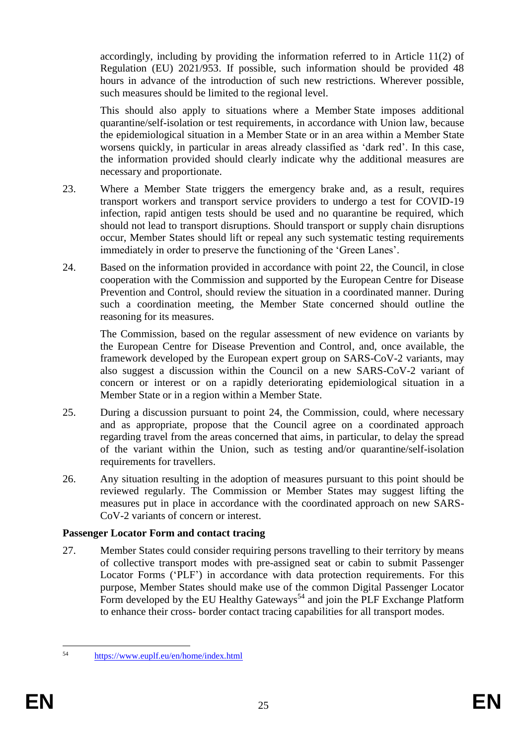accordingly, including by providing the information referred to in Article 11(2) of Regulation (EU) 2021/953. If possible, such information should be provided 48 hours in advance of the introduction of such new restrictions. Wherever possible, such measures should be limited to the regional level.

This should also apply to situations where a Member State imposes additional quarantine/self-isolation or test requirements, in accordance with Union law, because the epidemiological situation in a Member State or in an area within a Member State worsens quickly, in particular in areas already classified as 'dark red'. In this case, the information provided should clearly indicate why the additional measures are necessary and proportionate.

23. Where a Member State triggers the emergency brake and, as a result, requires transport workers and transport service providers to undergo a test for COVID-19 infection, rapid antigen tests should be used and no quarantine be required, which should not lead to transport disruptions. Should transport or supply chain disruptions occur, Member States should lift or repeal any such systematic testing requirements immediately in order to preserve the functioning of the 'Green Lanes'.

24. Based on the information provided in accordance with point 22, the Council, in close cooperation with the Commission and supported by the European Centre for Disease Prevention and Control, should review the situation in a coordinated manner. During such a coordination meeting, the Member State concerned should outline the reasoning for its measures.

    The Commission, based on the regular assessment of new evidence on variants by the European Centre for Disease Prevention and Control, and, once available, the framework developed by the European expert group on SARS-CoV-2 variants, may also suggest a discussion within the Council on a new SARS-CoV-2 variant of concern or interest or on a rapidly deteriorating epidemiological situation in a Member State or in a region within a Member State.

25. During a discussion pursuant to point 24, the Commission, could, where necessary and as appropriate, propose that the Council agree on a coordinated approach regarding travel from the areas concerned that aims, in particular, to delay the spread of the variant within the Union, such as testing and/or quarantine/self-isolation requirements for travellers.

26. Any situation resulting in the adoption of measures pursuant to this point should be reviewed regularly. The Commission or Member States may suggest lifting the measures put in place in accordance with the coordinated approach on new SARS-CoV-2 variants of concern or interest.

**Passenger Locator Form and contact tracing**

27. Member States could consider requiring persons travelling to their territory by means of collective transport modes with pre-assigned seat or cabin to submit Passenger Locator Forms ('PLF') in accordance with data protection requirements. For this purpose, Member States should make use of the common Digital Passenger Locator Form developed by the EU Healthy Gateways[54] and join the PLF Exchange Platform to enhance their cross- border contact tracing capabilities for all transport modes.

---

[54] https://www.euplf.eu/en/home/index.html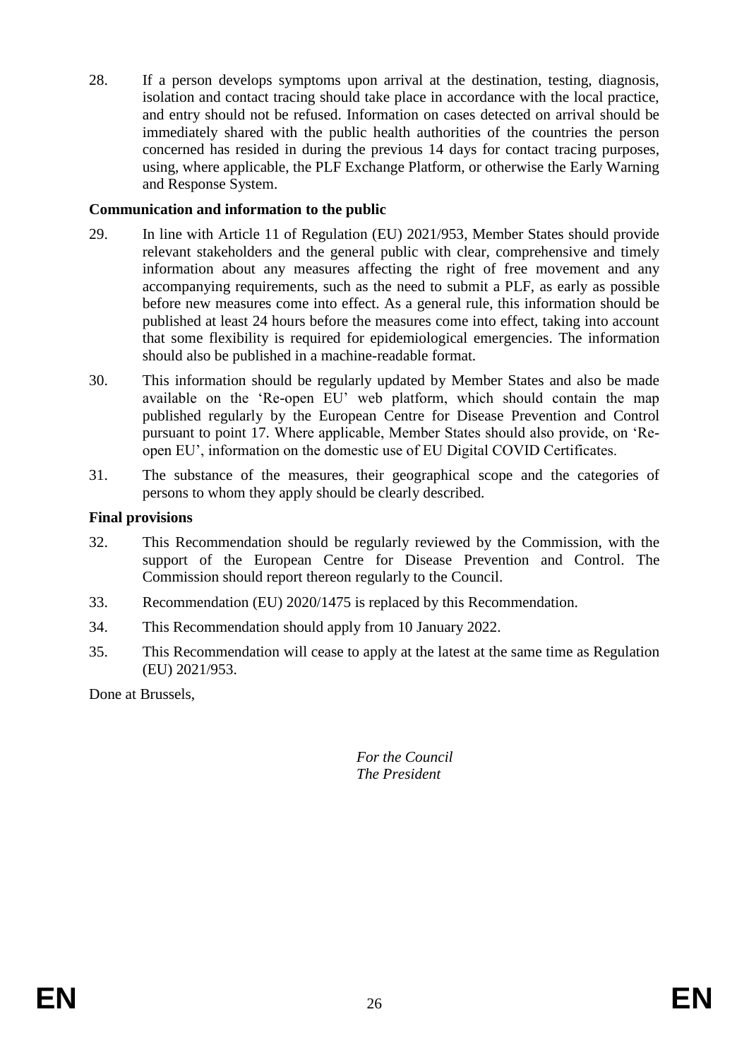28. If a person develops symptoms upon arrival at the destination, testing, diagnosis, isolation and contact tracing should take place in accordance with the local practice, and entry should not be refused. Information on cases detected on arrival should be immediately shared with the public health authorities of the countries the person concerned has resided in during the previous 14 days for contact tracing purposes, using, where applicable, the PLF Exchange Platform, or otherwise the Early Warning and Response System.

**Communication and information to the public**

29. In line with Article 11 of Regulation (EU) 2021/953, Member States should provide relevant stakeholders and the general public with clear, comprehensive and timely information about any measures affecting the right of free movement and any accompanying requirements, such as the need to submit a PLF, as early as possible before new measures come into effect. As a general rule, this information should be published at least 24 hours before the measures come into effect, taking into account that some flexibility is required for epidemiological emergencies. The information should also be published in a machine-readable format.

30. This information should be regularly updated by Member States and also be made available on the 'Re-open EU' web platform, which should contain the map published regularly by the European Centre for Disease Prevention and Control pursuant to point 17. Where applicable, Member States should also provide, on 'Re-open EU', information on the domestic use of EU Digital COVID Certificates.

31. The substance of the measures, their geographical scope and the categories of persons to whom they apply should be clearly described.

**Final provisions**

32. This Recommendation should be regularly reviewed by the Commission, with the support of the European Centre for Disease Prevention and Control. The Commission should report thereon regularly to the Council.

33. Recommendation (EU) 2020/1475 is replaced by this Recommendation.

34. This Recommendation should apply from 10 January 2022.

35. This Recommendation will cease to apply at the latest at the same time as Regulation (EU) 2021/953.

Done at Brussels,

*For the Council*
*The President*